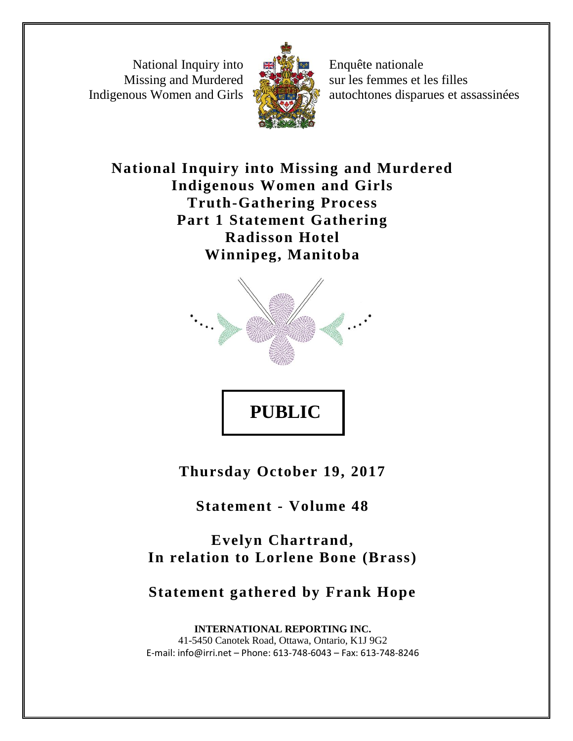National Inquiry into Missing and Murdered Indigenous Women and Girls

Enquête nationale sur les femmes et les filles autochtones disparues et assassinées

# National Inquiry into Missing and Murdered Indigenous Women and Girls
# Truth-Gathering Process
# Part 1 Statement Gathering
# Radisson Hotel
# Winnipeg, Manitoba

**PUBLIC**

**Thursday October 19, 2017**

**Statement - Volume 48**

**Evelyn Chartrand,**
**In relation to Lorlene Bone (Brass)**

**Statement gathered by Frank Hope**

**INTERNATIONAL REPORTING INC.**
41-5450 Canotek Road, Ottawa, Ontario, K1J 9G2
E-mail: info@irri.net – Phone: 613-748-6043 – Fax: 613-748-8246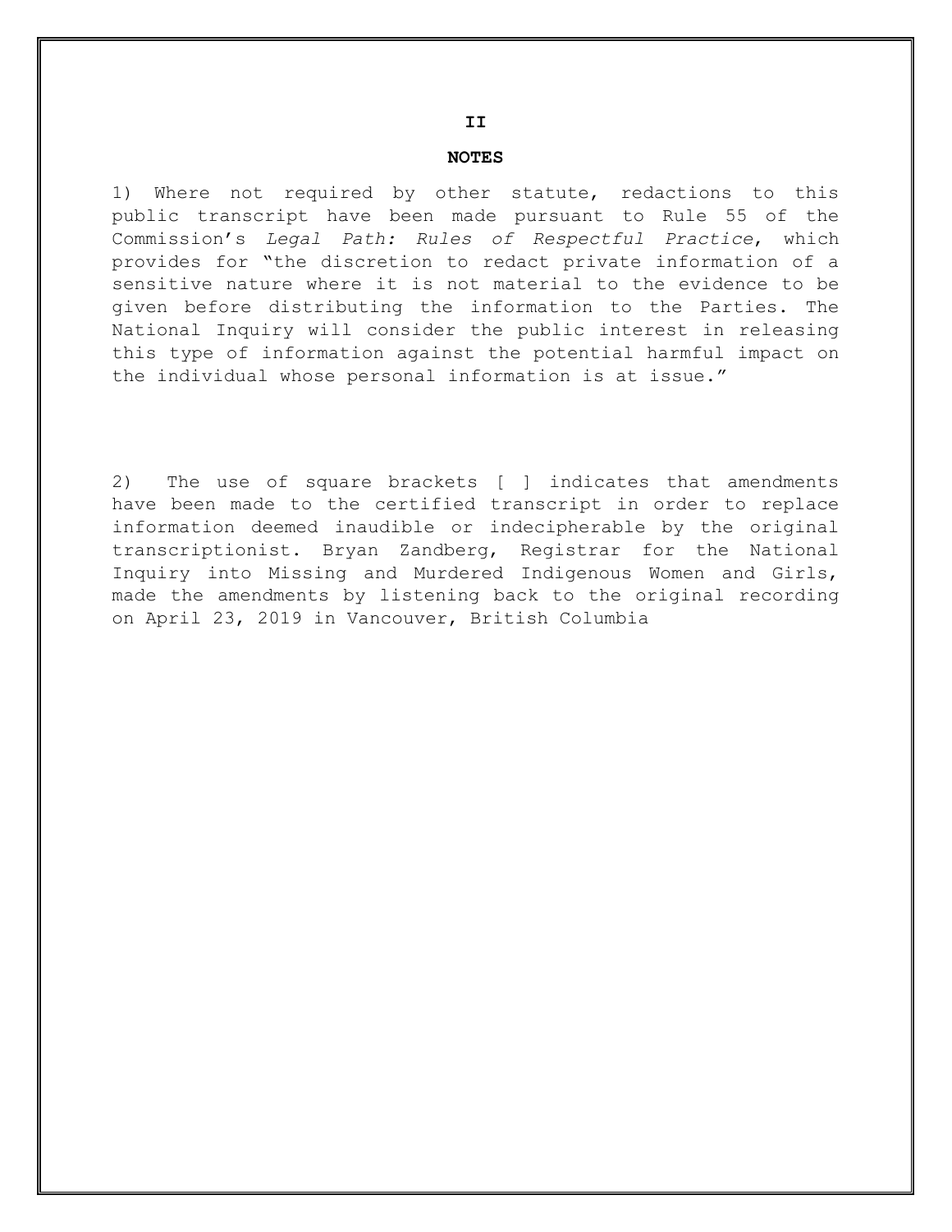## NOTES

1) Where not required by other statute, redactions to this public transcript have been made pursuant to Rule 55 of the Commission's *Legal Path: Rules of Respectful Practice*, which provides for "the discretion to redact private information of a sensitive nature where it is not material to the evidence to be given before distributing the information to the Parties. The National Inquiry will consider the public interest in releasing this type of information against the potential harmful impact on the individual whose personal information is at issue."

2) The use of square brackets [ ] indicates that amendments have been made to the certified transcript in order to replace information deemed inaudible or indecipherable by the original transcriptionist. Bryan Zandberg, Registrar for the National Inquiry into Missing and Murdered Indigenous Women and Girls, made the amendments by listening back to the original recording on April 23, 2019 in Vancouver, British Columbia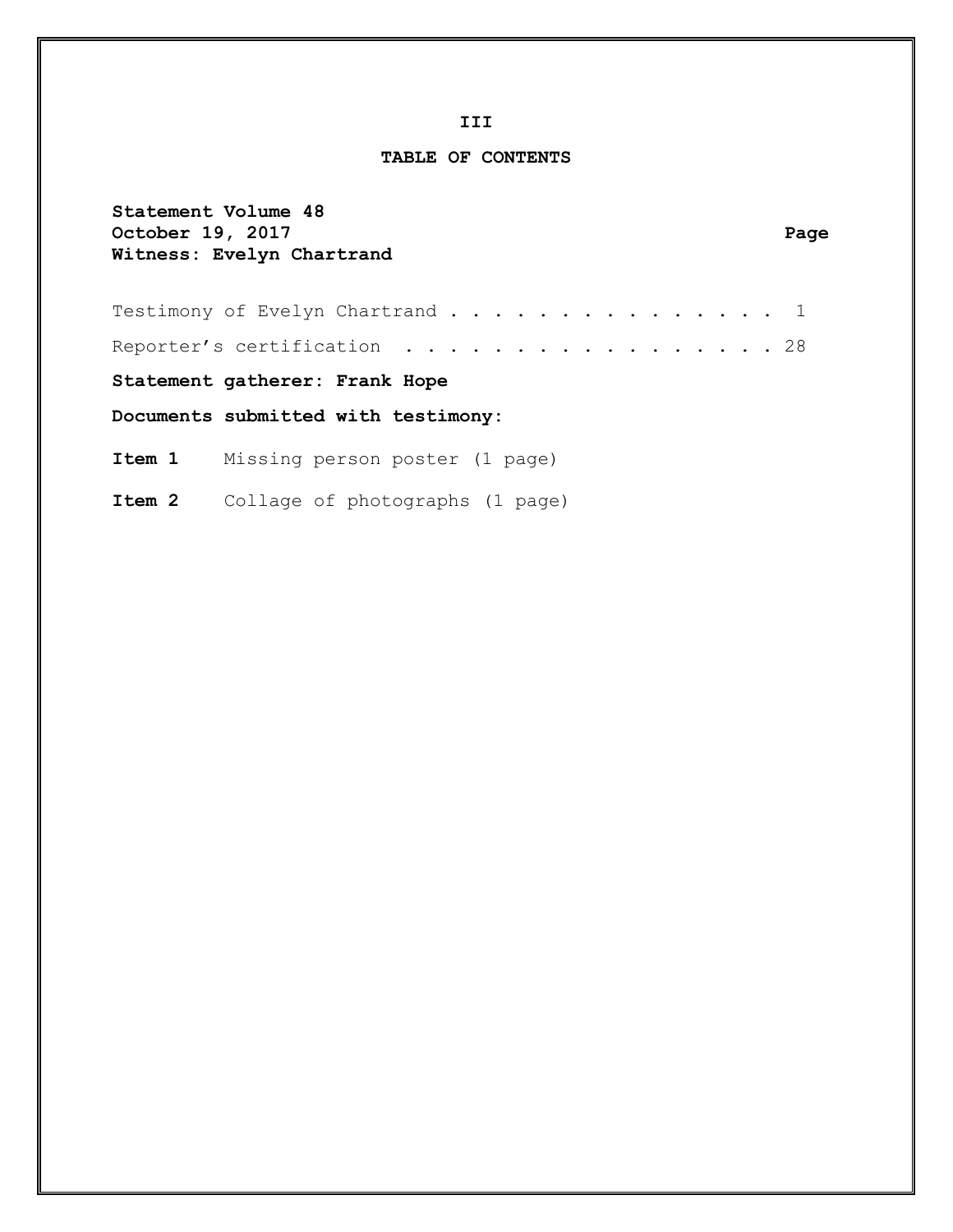III

# TABLE OF CONTENTS

**Statement Volume 48**
**October 19, 2017** **Page**
**Witness: Evelyn Chartrand**

Testimony of Evelyn Chartrand . . . . . . . . . . . . . . . . 1

Reporter's certification . . . . . . . . . . . . . . . . . . 28

**Statement gatherer: Frank Hope**

**Documents submitted with testimony:**

**Item 1** Missing person poster (1 page)

**Item 2** Collage of photographs (1 page)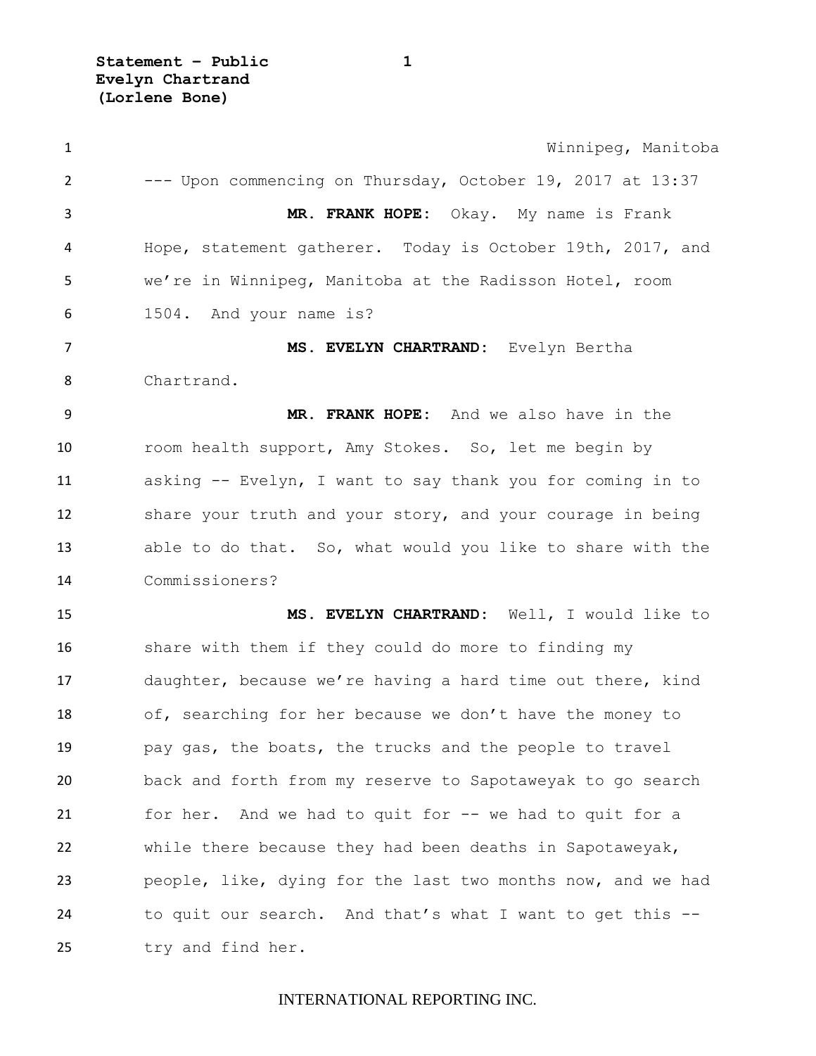Winnipeg, Manitoba

--- Upon commencing on Thursday, October 19, 2017 at 13:37

**MR. FRANK HOPE:** Okay. My name is Frank Hope, statement gatherer. Today is October 19th, 2017, and we're in Winnipeg, Manitoba at the Radisson Hotel, room 1504. And your name is?

**MS. EVELYN CHARTRAND:** Evelyn Bertha Chartrand.

**MR. FRANK HOPE:** And we also have in the room health support, Amy Stokes. So, let me begin by asking -- Evelyn, I want to say thank you for coming in to share your truth and your story, and your courage in being able to do that. So, what would you like to share with the Commissioners?

**MS. EVELYN CHARTRAND:** Well, I would like to share with them if they could do more to finding my daughter, because we're having a hard time out there, kind of, searching for her because we don't have the money to pay gas, the boats, the trucks and the people to travel back and forth from my reserve to Sapotaweyak to go search for her. And we had to quit for -- we had to quit for a while there because they had been deaths in Sapotaweyak, people, like, dying for the last two months now, and we had to quit our search. And that's what I want to get this -- try and find her.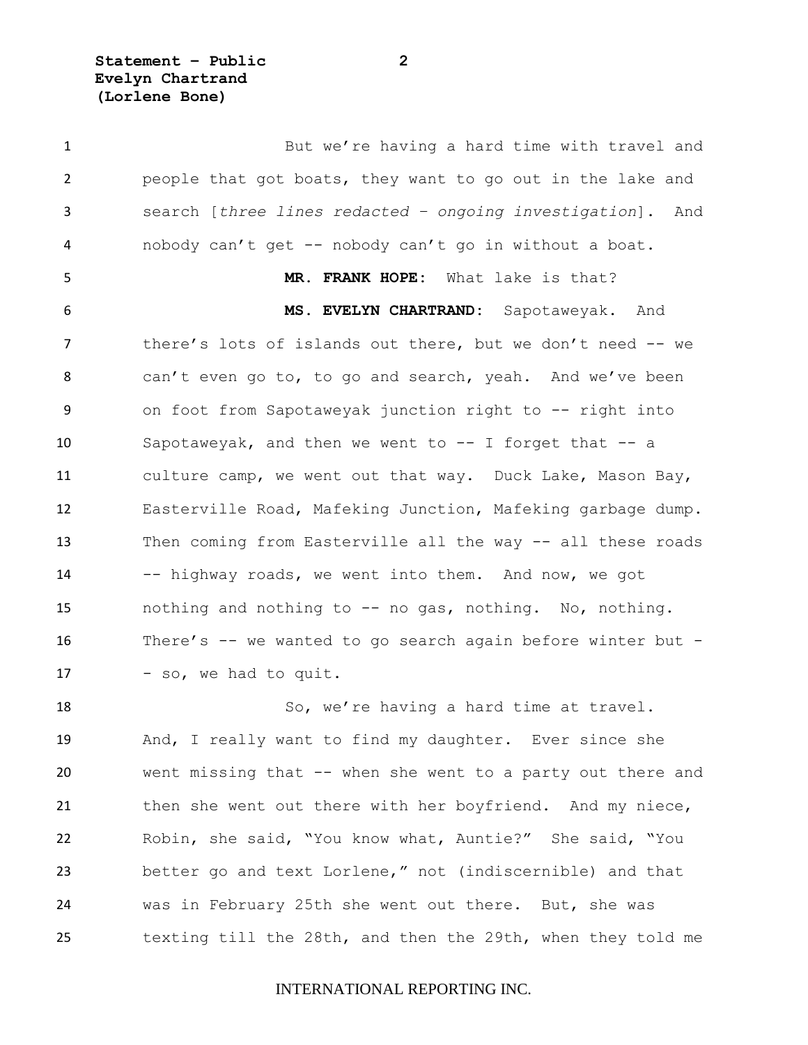But we're having a hard time with travel and people that got boats, they want to go out in the lake and search [*three lines redacted – ongoing investigation*]. And nobody can't get -- nobody can't go in without a boat.

**MR. FRANK HOPE:** What lake is that?

**MS. EVELYN CHARTRAND:** Sapotaweyak. And there's lots of islands out there, but we don't need -- we can't even go to, to go and search, yeah. And we've been on foot from Sapotaweyak junction right to -- right into Sapotaweyak, and then we went to -- I forget that -- a culture camp, we went out that way. Duck Lake, Mason Bay, Easterville Road, Mafeking Junction, Mafeking garbage dump. Then coming from Easterville all the way -- all these roads -- highway roads, we went into them. And now, we got nothing and nothing to -- no gas, nothing. No, nothing. There's -- we wanted to go search again before winter but -- so, we had to quit.

So, we're having a hard time at travel. And, I really want to find my daughter. Ever since she went missing that -- when she went to a party out there and then she went out there with her boyfriend. And my niece, Robin, she said, "You know what, Auntie?" She said, "You better go and text Lorlene," not (indiscernible) and that was in February 25th she went out there. But, she was texting till the 28th, and then the 29th, when they told me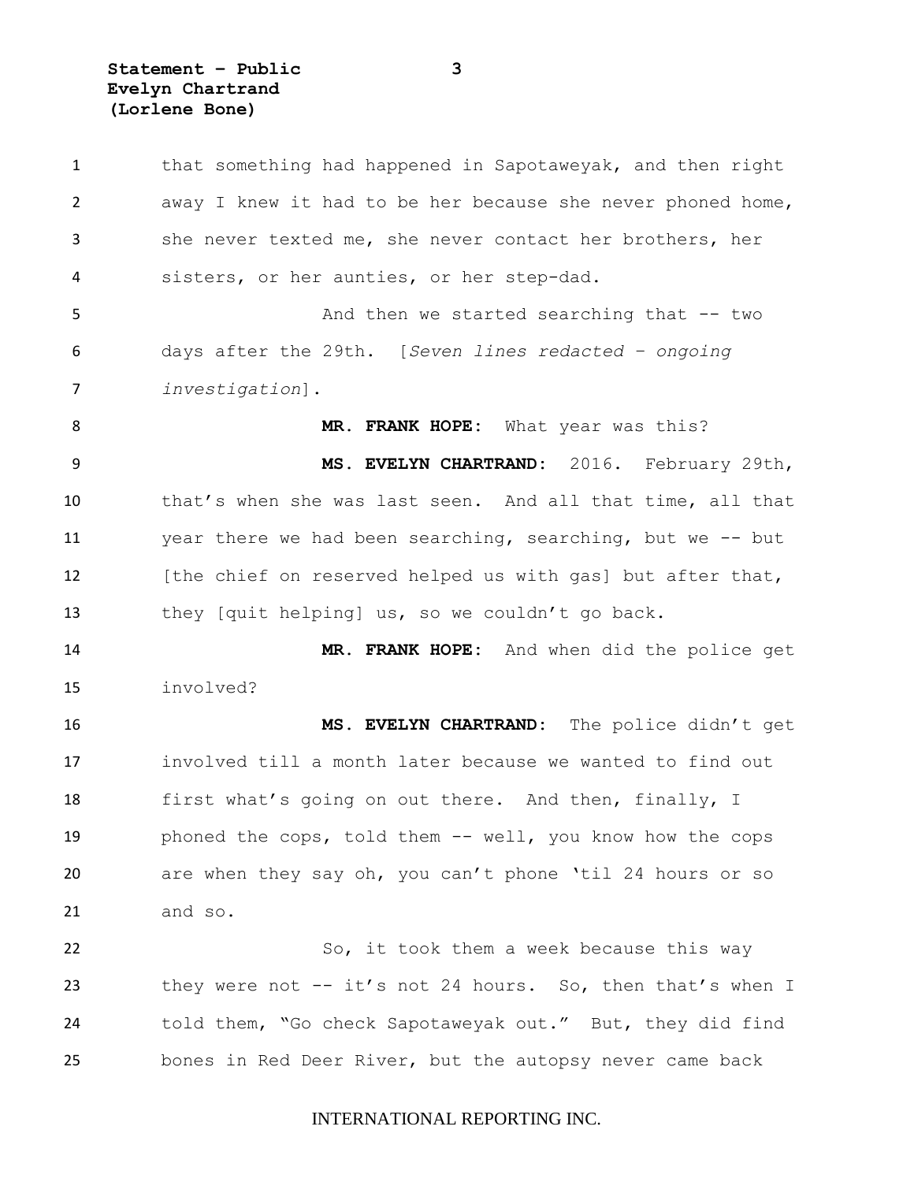that something had happened in Sapotaweyak, and then right away I knew it had to be her because she never phoned home, she never texted me, she never contact her brothers, her sisters, or her aunties, or her step-dad.

And then we started searching that -- two days after the 29th. [*Seven lines redacted – ongoing investigation*].

**MR. FRANK HOPE:** What year was this?

**MS. EVELYN CHARTRAND:** 2016. February 29th, that's when she was last seen. And all that time, all that year there we had been searching, searching, but we -- but [the chief on reserved helped us with gas] but after that, they [quit helping] us, so we couldn't go back.

**MR. FRANK HOPE:** And when did the police get involved?

**MS. EVELYN CHARTRAND:** The police didn't get involved till a month later because we wanted to find out first what's going on out there. And then, finally, I phoned the cops, told them -- well, you know how the cops are when they say oh, you can't phone 'til 24 hours or so and so.

So, it took them a week because this way they were not -- it's not 24 hours. So, then that's when I told them, "Go check Sapotaweyak out." But, they did find bones in Red Deer River, but the autopsy never came back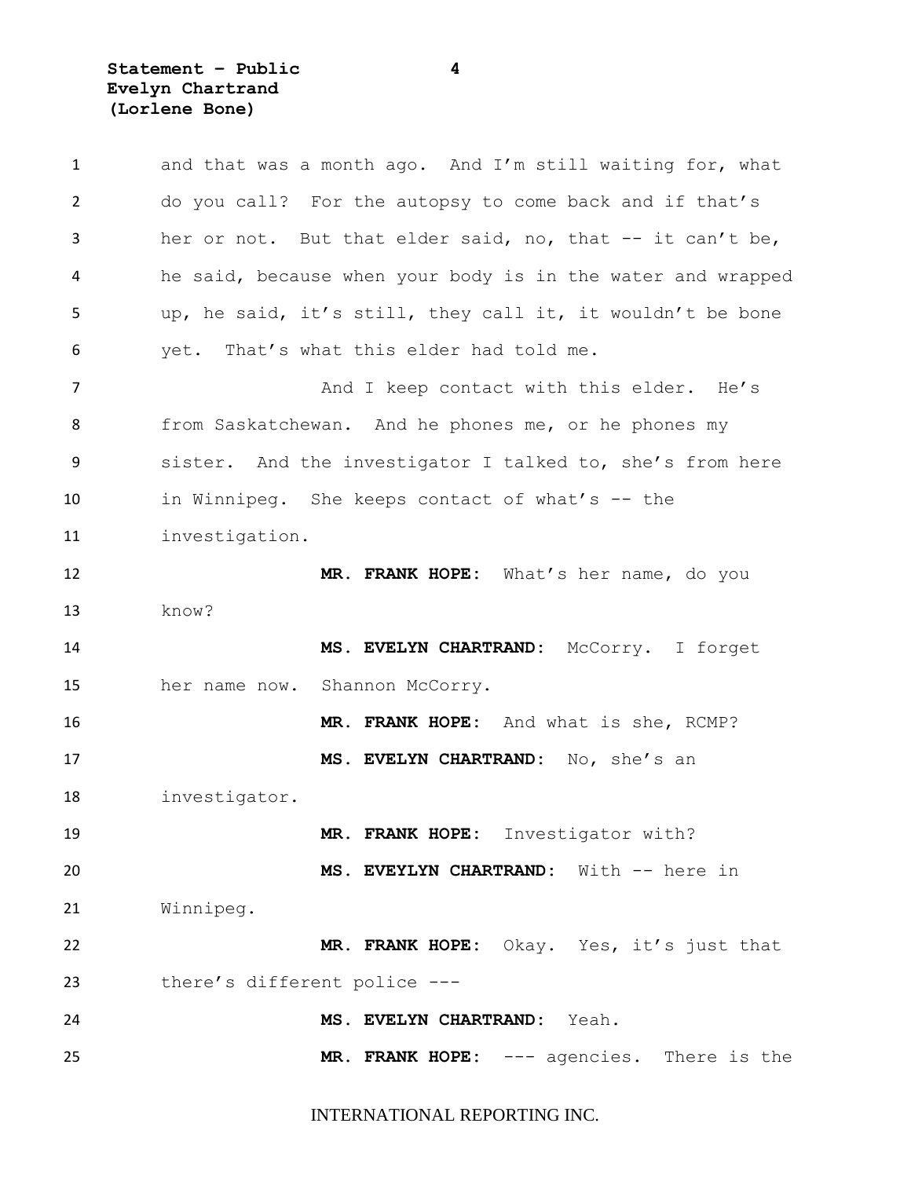and that was a month ago. And I'm still waiting for, what do you call? For the autopsy to come back and if that's her or not. But that elder said, no, that -- it can't be, he said, because when your body is in the water and wrapped up, he said, it's still, they call it, it wouldn't be bone yet. That's what this elder had told me.

And I keep contact with this elder. He's from Saskatchewan. And he phones me, or he phones my sister. And the investigator I talked to, she's from here in Winnipeg. She keeps contact of what's -- the investigation.

**MR. FRANK HOPE:** What's her name, do you know?

**MS. EVELYN CHARTRAND:** McCorry. I forget her name now. Shannon McCorry.

**MR. FRANK HOPE:** And what is she, RCMP?

**MS. EVELYN CHARTRAND:** No, she's an investigator.

**MR. FRANK HOPE:** Investigator with?

**MS. EVEYLYN CHARTRAND:** With -- here in Winnipeg.

**MR. FRANK HOPE:** Okay. Yes, it's just that there's different police ---

**MS. EVELYN CHARTRAND:** Yeah.

**MR. FRANK HOPE:** --- agencies. There is the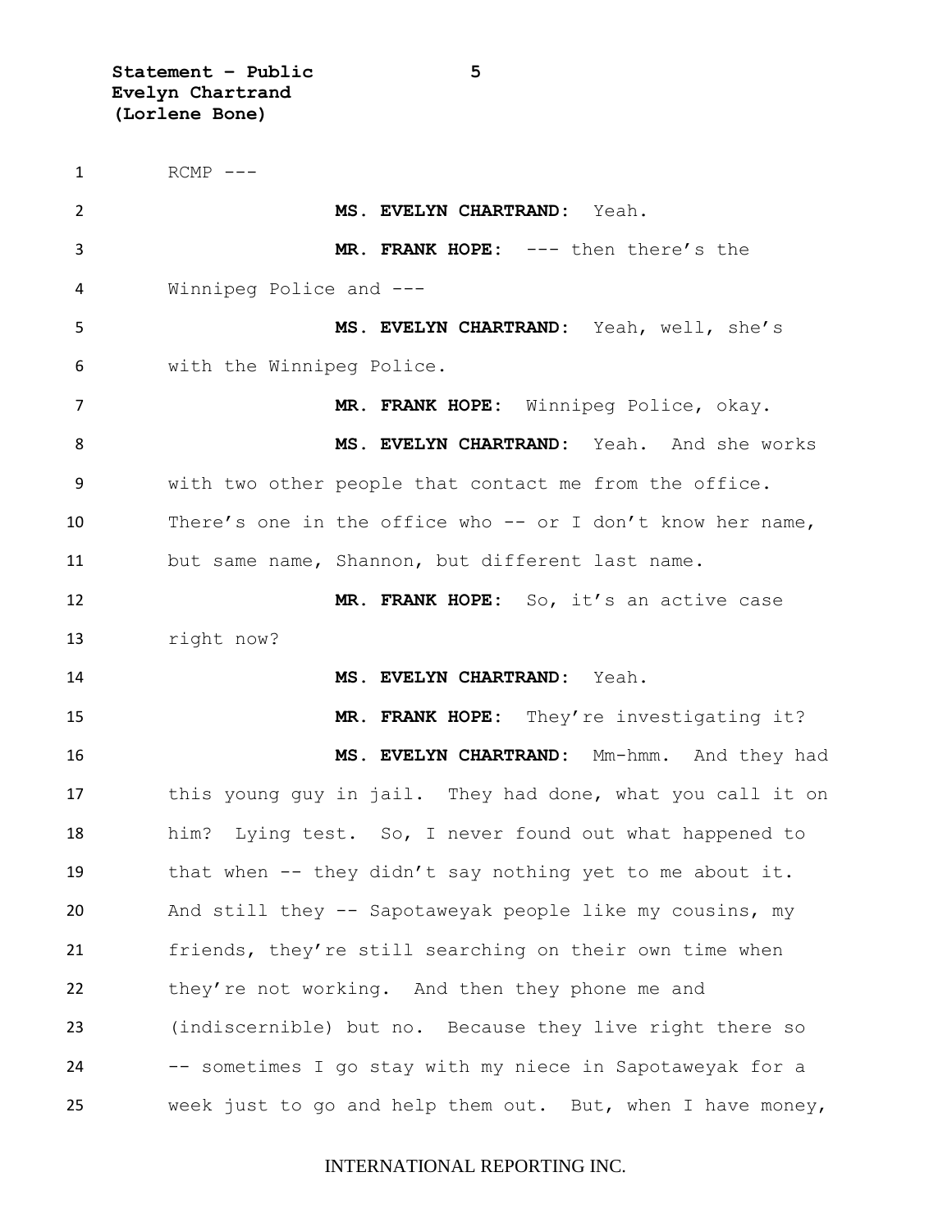RCMP ---

**MS. EVELYN CHARTRAND:** Yeah.

**MR. FRANK HOPE:** --- then there's the Winnipeg Police and ---

**MS. EVELYN CHARTRAND:** Yeah, well, she's with the Winnipeg Police.

**MR. FRANK HOPE:** Winnipeg Police, okay.

**MS. EVELYN CHARTRAND:** Yeah. And she works with two other people that contact me from the office. There's one in the office who -- or I don't know her name, but same name, Shannon, but different last name.

**MR. FRANK HOPE:** So, it's an active case right now?

**MS. EVELYN CHARTRAND:** Yeah.

**MR. FRANK HOPE:** They're investigating it?

**MS. EVELYN CHARTRAND:** Mm-hmm. And they had this young guy in jail. They had done, what you call it on him? Lying test. So, I never found out what happened to that when -- they didn't say nothing yet to me about it. And still they -- Sapotaweyak people like my cousins, my friends, they're still searching on their own time when they're not working. And then they phone me and (indiscernible) but no. Because they live right there so -- sometimes I go stay with my niece in Sapotaweyak for a week just to go and help them out. But, when I have money,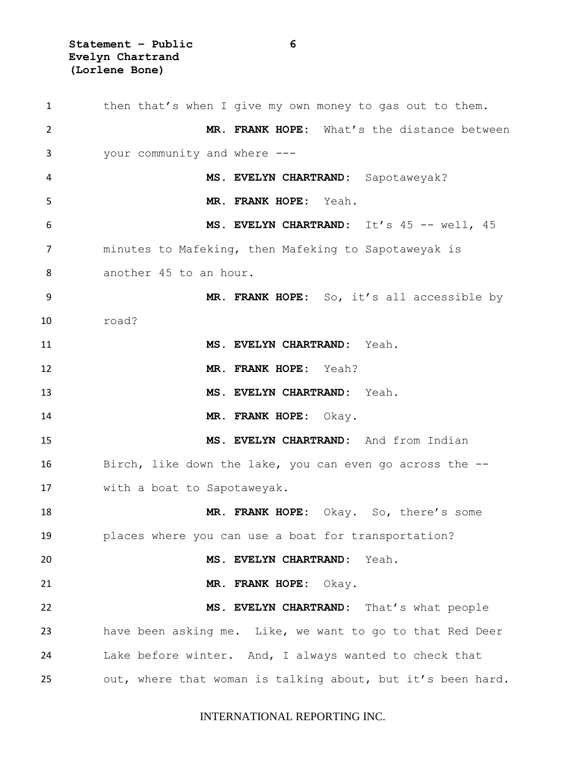then that's when I give my own money to gas out to them.

**MR. FRANK HOPE:** What's the distance between your community and where ---

**MS. EVELYN CHARTRAND:** Sapotaweyak?

**MR. FRANK HOPE:** Yeah.

**MS. EVELYN CHARTRAND:** It's 45 -- well, 45 minutes to Mafeking, then Mafeking to Sapotaweyak is another 45 to an hour.

**MR. FRANK HOPE:** So, it's all accessible by road?

**MS. EVELYN CHARTRAND:** Yeah.

**MR. FRANK HOPE:** Yeah?

**MS. EVELYN CHARTRAND:** Yeah.

**MR. FRANK HOPE:** Okay.

**MS. EVELYN CHARTRAND:** And from Indian Birch, like down the lake, you can even go across the -- with a boat to Sapotaweyak.

**MR. FRANK HOPE:** Okay. So, there's some places where you can use a boat for transportation?

**MS. EVELYN CHARTRAND:** Yeah.

**MR. FRANK HOPE:** Okay.

**MS. EVELYN CHARTRAND:** That's what people have been asking me. Like, we want to go to that Red Deer Lake before winter. And, I always wanted to check that out, where that woman is talking about, but it's been hard.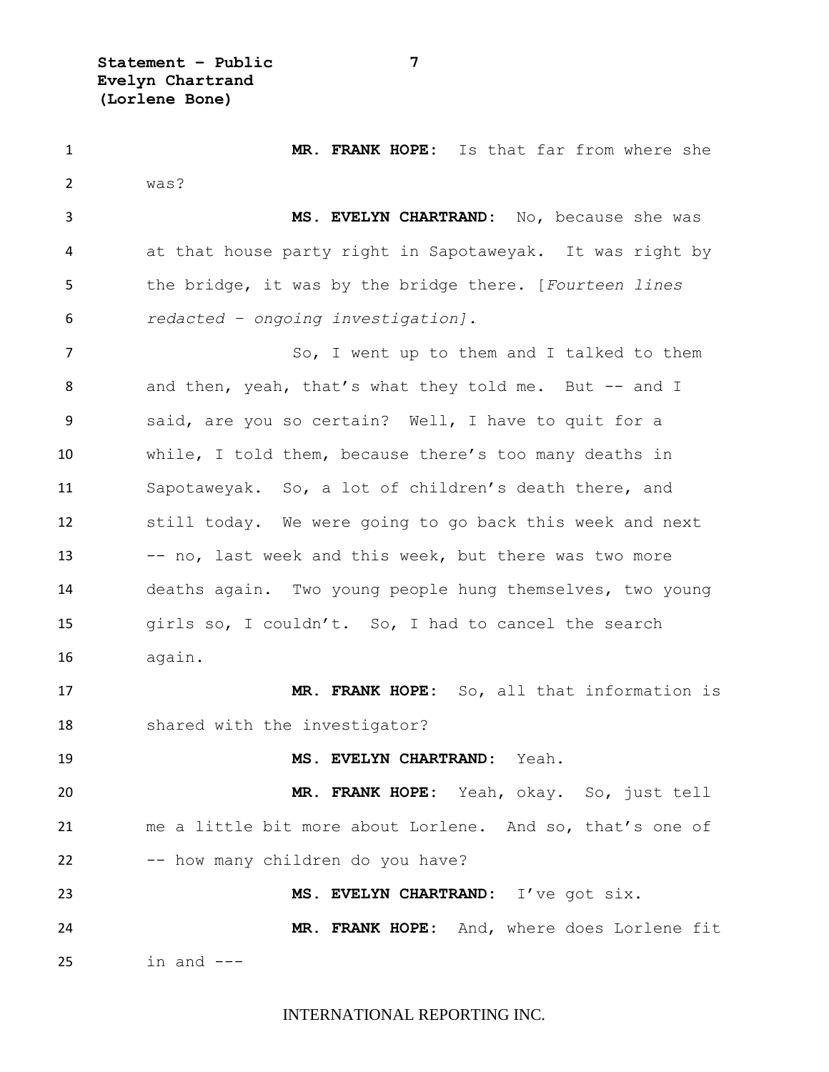**MR. FRANK HOPE:** Is that far from where she was?

**MS. EVELYN CHARTRAND:** No, because she was at that house party right in Sapotaweyak. It was right by the bridge, it was by the bridge there. [*Fourteen lines redacted – ongoing investigation].*

So, I went up to them and I talked to them and then, yeah, that's what they told me. But -- and I said, are you so certain? Well, I have to quit for a while, I told them, because there's too many deaths in Sapotaweyak. So, a lot of children's death there, and still today. We were going to go back this week and next -- no, last week and this week, but there was two more deaths again. Two young people hung themselves, two young girls so, I couldn't. So, I had to cancel the search again.

**MR. FRANK HOPE:** So, all that information is shared with the investigator?

**MS. EVELYN CHARTRAND:** Yeah.

**MR. FRANK HOPE:** Yeah, okay. So, just tell me a little bit more about Lorlene. And so, that's one of -- how many children do you have?

**MS. EVELYN CHARTRAND:** I've got six.

**MR. FRANK HOPE:** And, where does Lorlene fit in and ---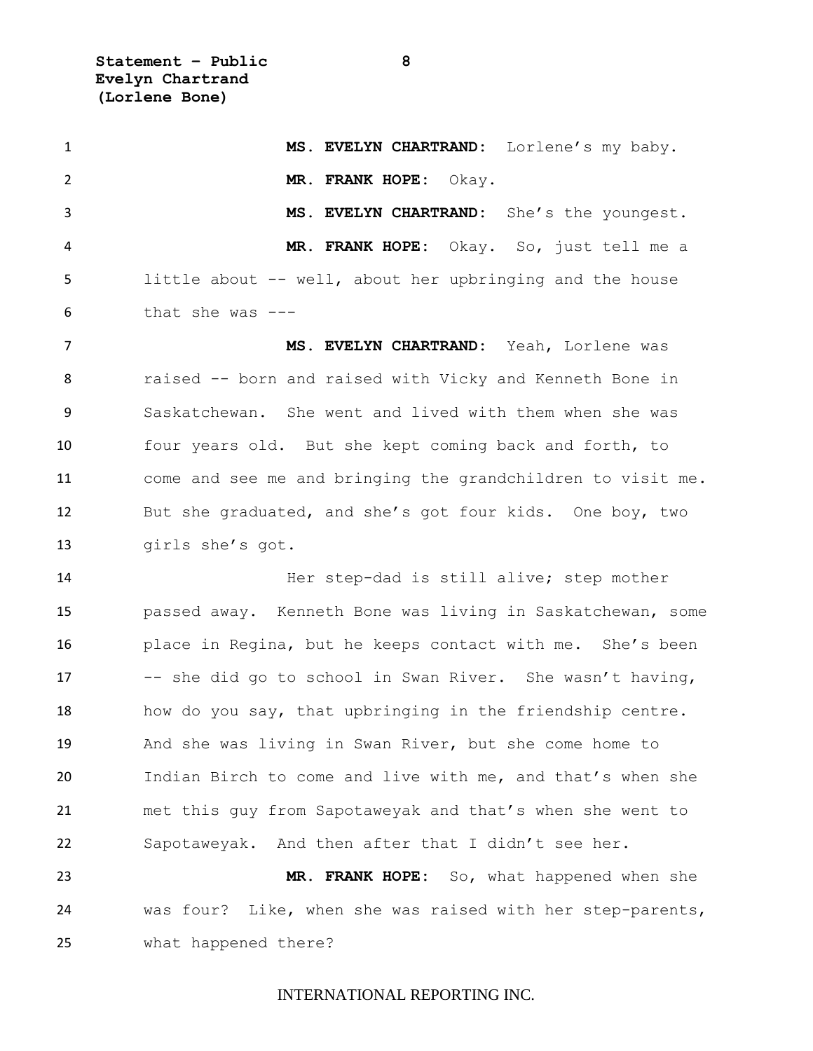**MS. EVELYN CHARTRAND:** Lorlene's my baby.

**MR. FRANK HOPE:** Okay.

**MS. EVELYN CHARTRAND:** She's the youngest.

**MR. FRANK HOPE:** Okay. So, just tell me a little about -- well, about her upbringing and the house that she was ---

**MS. EVELYN CHARTRAND:** Yeah, Lorlene was raised -- born and raised with Vicky and Kenneth Bone in Saskatchewan. She went and lived with them when she was four years old. But she kept coming back and forth, to come and see me and bringing the grandchildren to visit me. But she graduated, and she's got four kids. One boy, two girls she's got.

Her step-dad is still alive; step mother passed away. Kenneth Bone was living in Saskatchewan, some place in Regina, but he keeps contact with me. She's been -- she did go to school in Swan River. She wasn't having, how do you say, that upbringing in the friendship centre. And she was living in Swan River, but she come home to Indian Birch to come and live with me, and that's when she met this guy from Sapotaweyak and that's when she went to Sapotaweyak. And then after that I didn't see her.

**MR. FRANK HOPE:** So, what happened when she was four? Like, when she was raised with her step-parents, what happened there?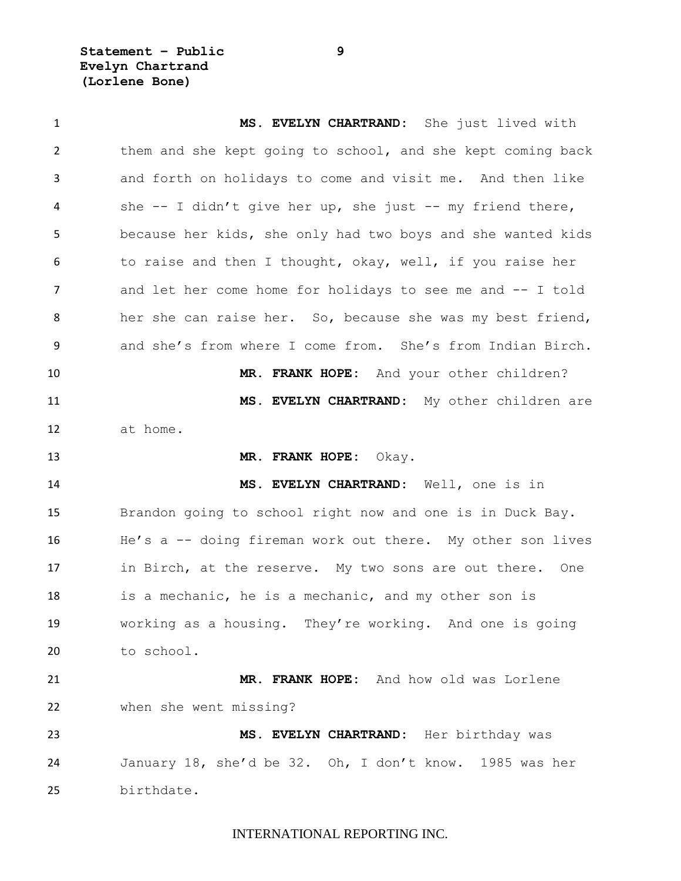**MS. EVELYN CHARTRAND:** She just lived with them and she kept going to school, and she kept coming back and forth on holidays to come and visit me. And then like she -- I didn't give her up, she just -- my friend there, because her kids, she only had two boys and she wanted kids to raise and then I thought, okay, well, if you raise her and let her come home for holidays to see me and -- I told her she can raise her. So, because she was my best friend, and she's from where I come from. She's from Indian Birch.

**MR. FRANK HOPE:** And your other children?

**MS. EVELYN CHARTRAND:** My other children are at home.

**MR. FRANK HOPE:** Okay.

**MS. EVELYN CHARTRAND:** Well, one is in Brandon going to school right now and one is in Duck Bay. He's a -- doing fireman work out there. My other son lives in Birch, at the reserve. My two sons are out there. One is a mechanic, he is a mechanic, and my other son is working as a housing. They're working. And one is going to school.

**MR. FRANK HOPE:** And how old was Lorlene when she went missing?

**MS. EVELYN CHARTRAND:** Her birthday was January 18, she'd be 32. Oh, I don't know. 1985 was her birthdate.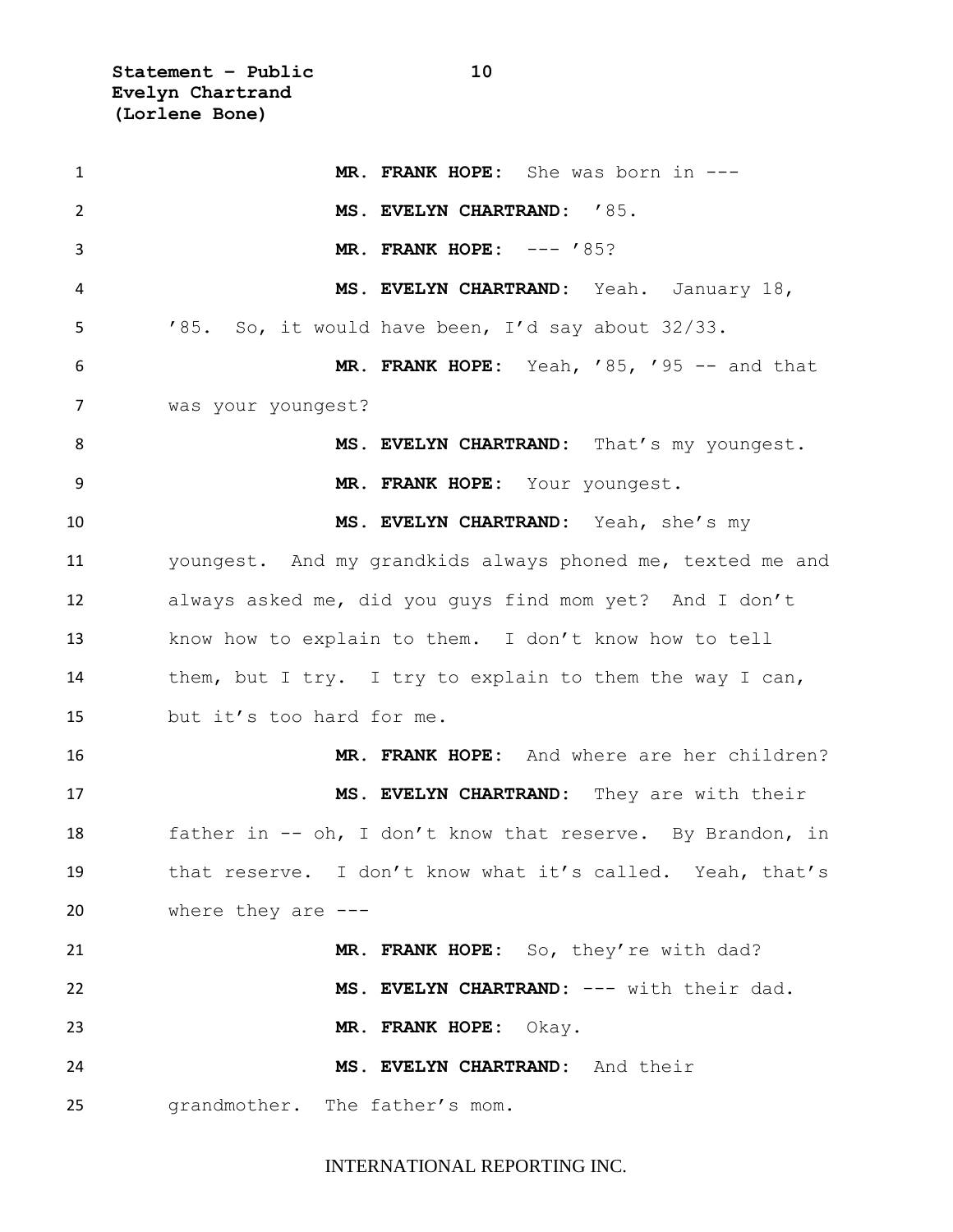**MR. FRANK HOPE:** She was born in ---

**MS. EVELYN CHARTRAND:** '85.

**MR. FRANK HOPE:** --- '85?

**MS. EVELYN CHARTRAND:** Yeah. January 18, '85. So, it would have been, I'd say about 32/33.

**MR. FRANK HOPE:** Yeah, '85, '95 -- and that was your youngest?

**MS. EVELYN CHARTRAND:** That's my youngest.

**MR. FRANK HOPE:** Your youngest.

**MS. EVELYN CHARTRAND:** Yeah, she's my youngest. And my grandkids always phoned me, texted me and always asked me, did you guys find mom yet? And I don't know how to explain to them. I don't know how to tell them, but I try. I try to explain to them the way I can, but it's too hard for me.

**MR. FRANK HOPE:** And where are her children?

**MS. EVELYN CHARTRAND:** They are with their father in -- oh, I don't know that reserve. By Brandon, in that reserve. I don't know what it's called. Yeah, that's where they are ---

**MR. FRANK HOPE:** So, they're with dad?

**MS. EVELYN CHARTRAND:** --- with their dad.

**MR. FRANK HOPE:** Okay.

**MS. EVELYN CHARTRAND:** And their grandmother. The father's mom.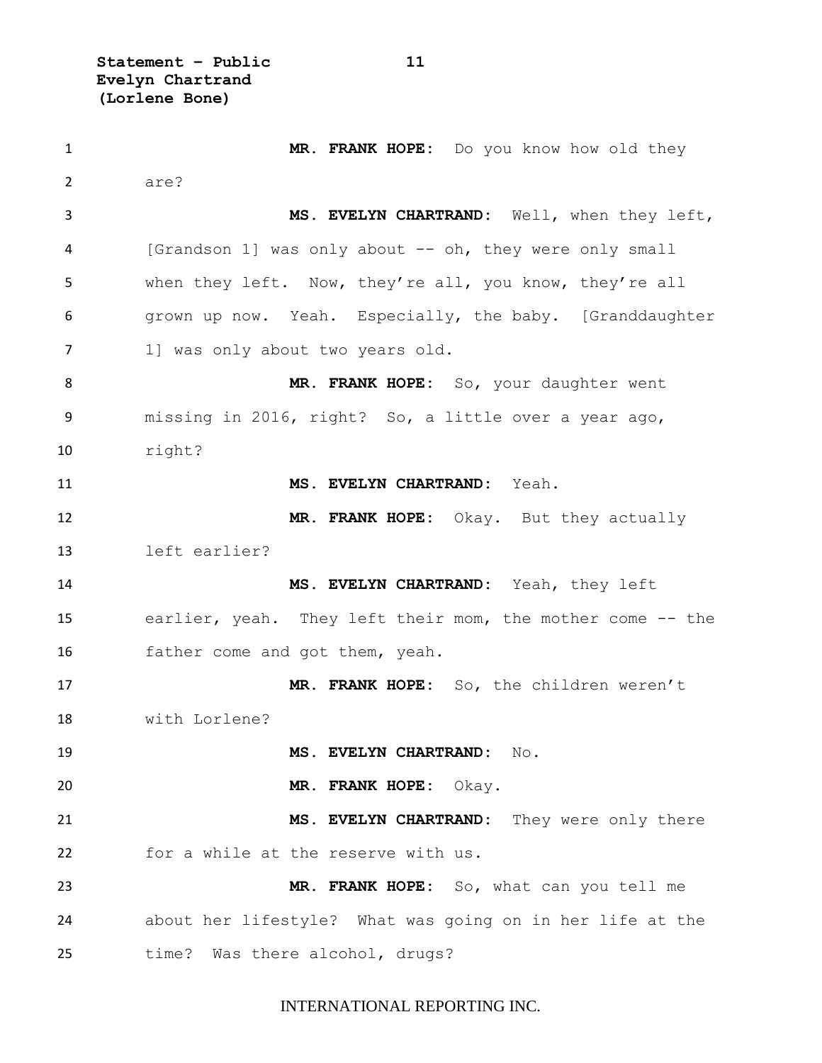**MR. FRANK HOPE:** Do you know how old they are?

**MS. EVELYN CHARTRAND:** Well, when they left, [Grandson 1] was only about -- oh, they were only small when they left. Now, they're all, you know, they're all grown up now. Yeah. Especially, the baby. [Granddaughter 1] was only about two years old.

**MR. FRANK HOPE:** So, your daughter went missing in 2016, right? So, a little over a year ago, right?

**MS. EVELYN CHARTRAND:** Yeah.

**MR. FRANK HOPE:** Okay. But they actually left earlier?

**MS. EVELYN CHARTRAND:** Yeah, they left earlier, yeah. They left their mom, the mother come -- the father come and got them, yeah.

**MR. FRANK HOPE:** So, the children weren't with Lorlene?

**MS. EVELYN CHARTRAND:** No.

**MR. FRANK HOPE:** Okay.

**MS. EVELYN CHARTRAND:** They were only there for a while at the reserve with us.

**MR. FRANK HOPE:** So, what can you tell me about her lifestyle? What was going on in her life at the time? Was there alcohol, drugs?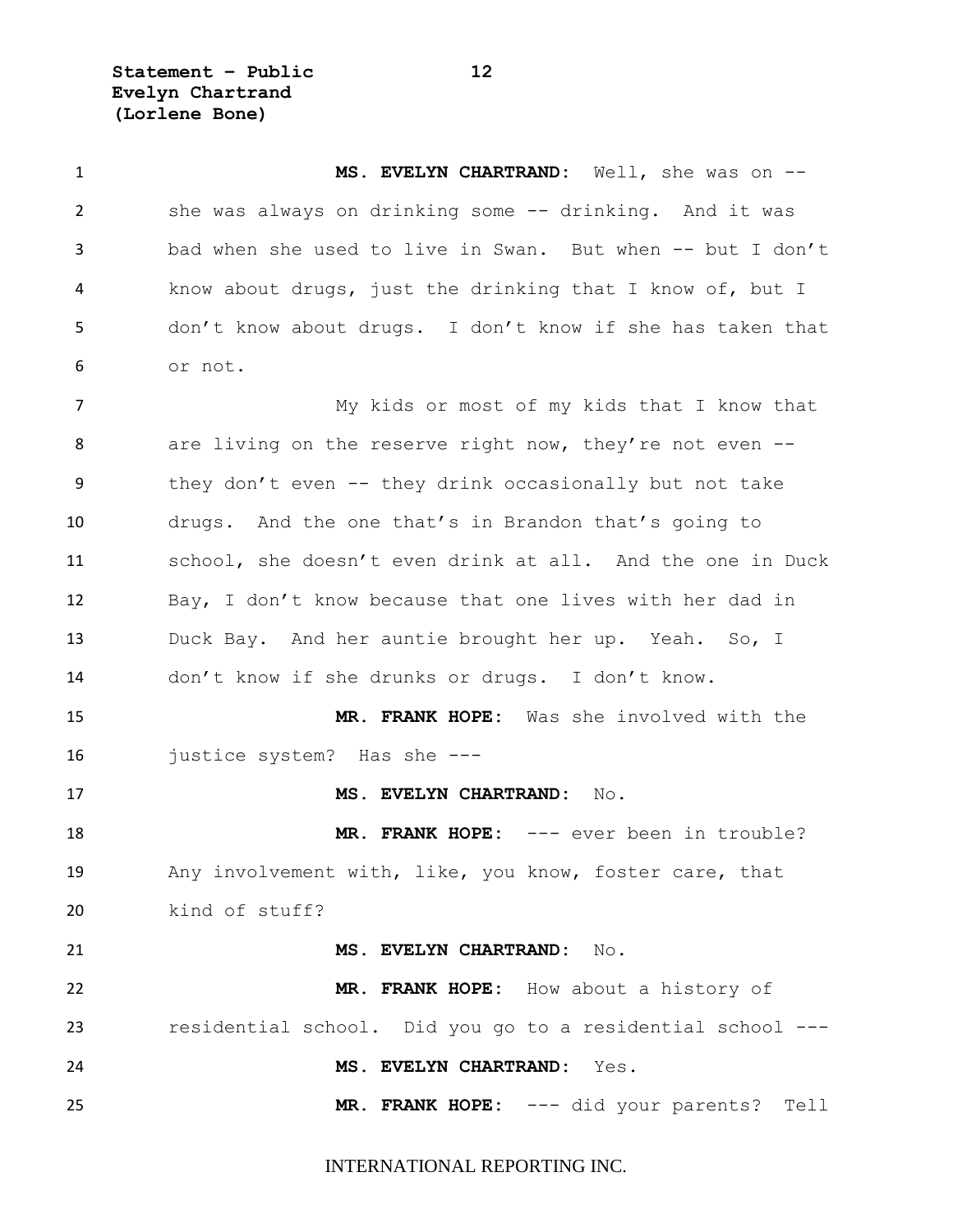**MS. EVELYN CHARTRAND:** Well, she was on -- she was always on drinking some -- drinking. And it was bad when she used to live in Swan. But when -- but I don't know about drugs, just the drinking that I know of, but I don't know about drugs. I don't know if she has taken that or not.

My kids or most of my kids that I know that are living on the reserve right now, they're not even -- they don't even -- they drink occasionally but not take drugs. And the one that's in Brandon that's going to school, she doesn't even drink at all. And the one in Duck Bay, I don't know because that one lives with her dad in Duck Bay. And her auntie brought her up. Yeah. So, I don't know if she drunks or drugs. I don't know.

**MR. FRANK HOPE:** Was she involved with the justice system? Has she ---

**MS. EVELYN CHARTRAND:** No.

**MR. FRANK HOPE:** --- ever been in trouble? Any involvement with, like, you know, foster care, that kind of stuff?

**MS. EVELYN CHARTRAND:** No.

**MR. FRANK HOPE:** How about a history of residential school. Did you go to a residential school ---

**MS. EVELYN CHARTRAND:** Yes.

**MR. FRANK HOPE:** --- did your parents? Tell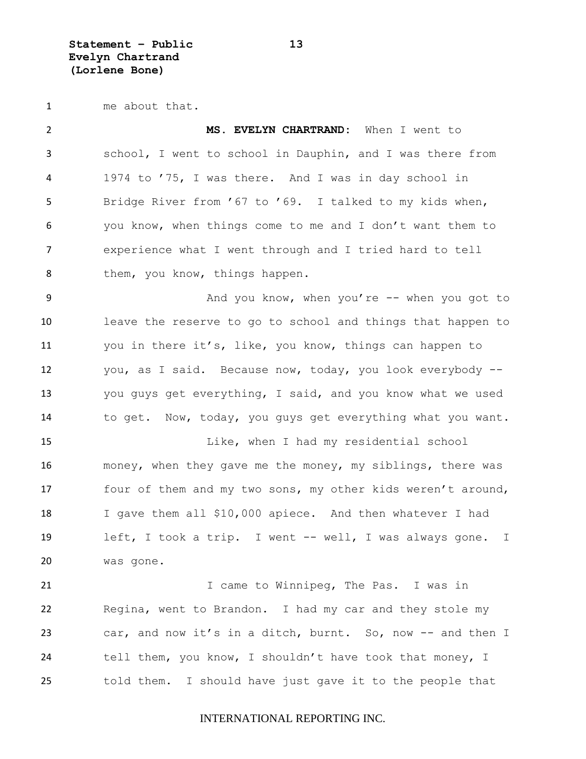me about that.

**MS. EVELYN CHARTRAND:** When I went to school, I went to school in Dauphin, and I was there from 1974 to '75, I was there. And I was in day school in Bridge River from '67 to '69. I talked to my kids when, you know, when things come to me and I don't want them to experience what I went through and I tried hard to tell them, you know, things happen.

And you know, when you're -- when you got to leave the reserve to go to school and things that happen to you in there it's, like, you know, things can happen to you, as I said. Because now, today, you look everybody -- you guys get everything, I said, and you know what we used to get. Now, today, you guys get everything what you want.

Like, when I had my residential school money, when they gave me the money, my siblings, there was four of them and my two sons, my other kids weren't around, I gave them all $10,000 apiece. And then whatever I had left, I took a trip. I went -- well, I was always gone. I was gone.

I came to Winnipeg, The Pas. I was in Regina, went to Brandon. I had my car and they stole my car, and now it's in a ditch, burnt. So, now -- and then I tell them, you know, I shouldn't have took that money, I told them. I should have just gave it to the people that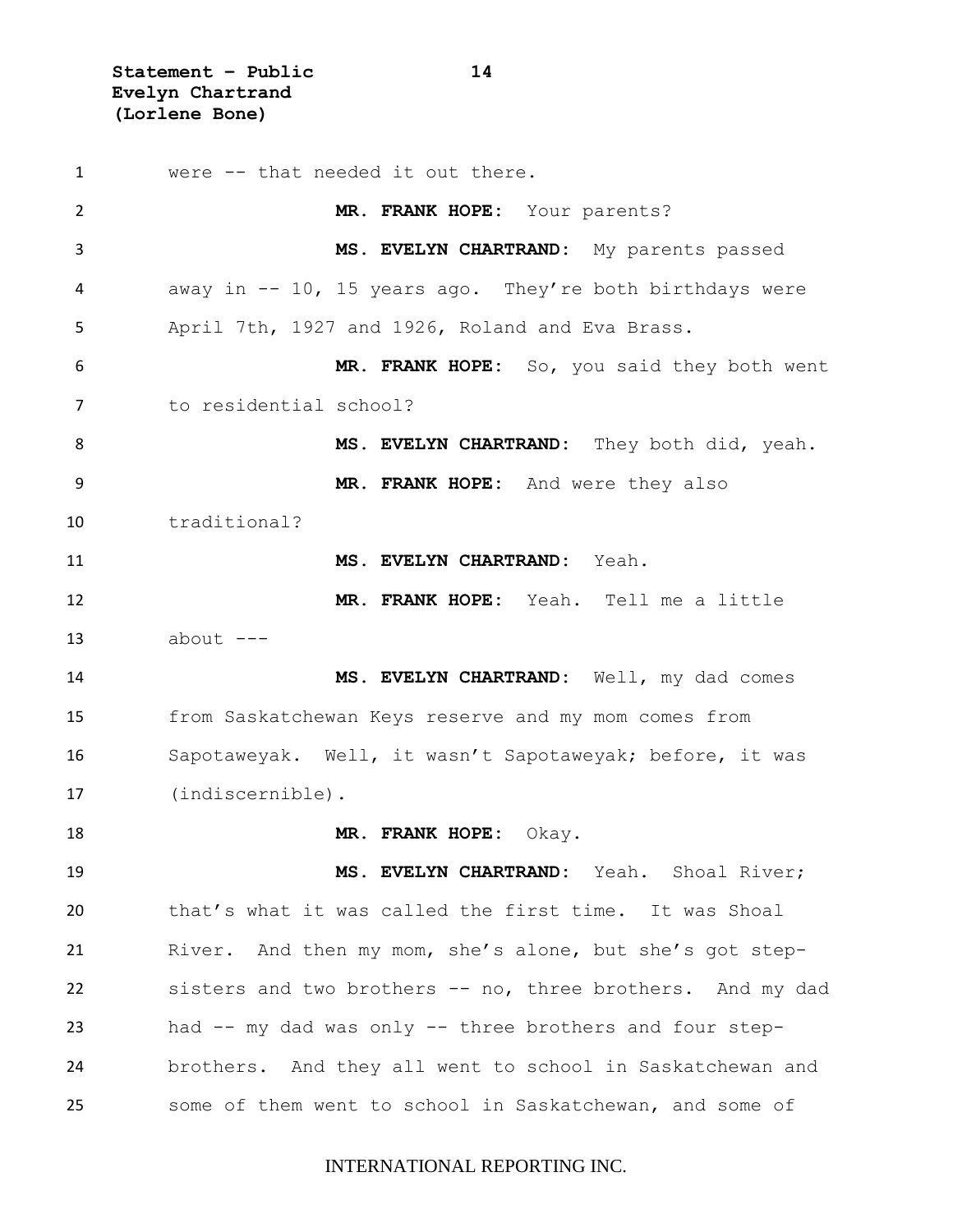were -- that needed it out there.

**MR. FRANK HOPE:** Your parents?

**MS. EVELYN CHARTRAND:** My parents passed away in -- 10, 15 years ago. They're both birthdays were April 7th, 1927 and 1926, Roland and Eva Brass.

**MR. FRANK HOPE:** So, you said they both went to residential school?

**MS. EVELYN CHARTRAND:** They both did, yeah.

**MR. FRANK HOPE:** And were they also traditional?

**MS. EVELYN CHARTRAND:** Yeah.

**MR. FRANK HOPE:** Yeah. Tell me a little about ---

**MS. EVELYN CHARTRAND:** Well, my dad comes from Saskatchewan Keys reserve and my mom comes from Sapotaweyak. Well, it wasn't Sapotaweyak; before, it was (indiscernible).

**MR. FRANK HOPE:** Okay.

**MS. EVELYN CHARTRAND:** Yeah. Shoal River; that's what it was called the first time. It was Shoal River. And then my mom, she's alone, but she's got step-sisters and two brothers -- no, three brothers. And my dad had -- my dad was only -- three brothers and four step-brothers. And they all went to school in Saskatchewan and some of them went to school in Saskatchewan, and some of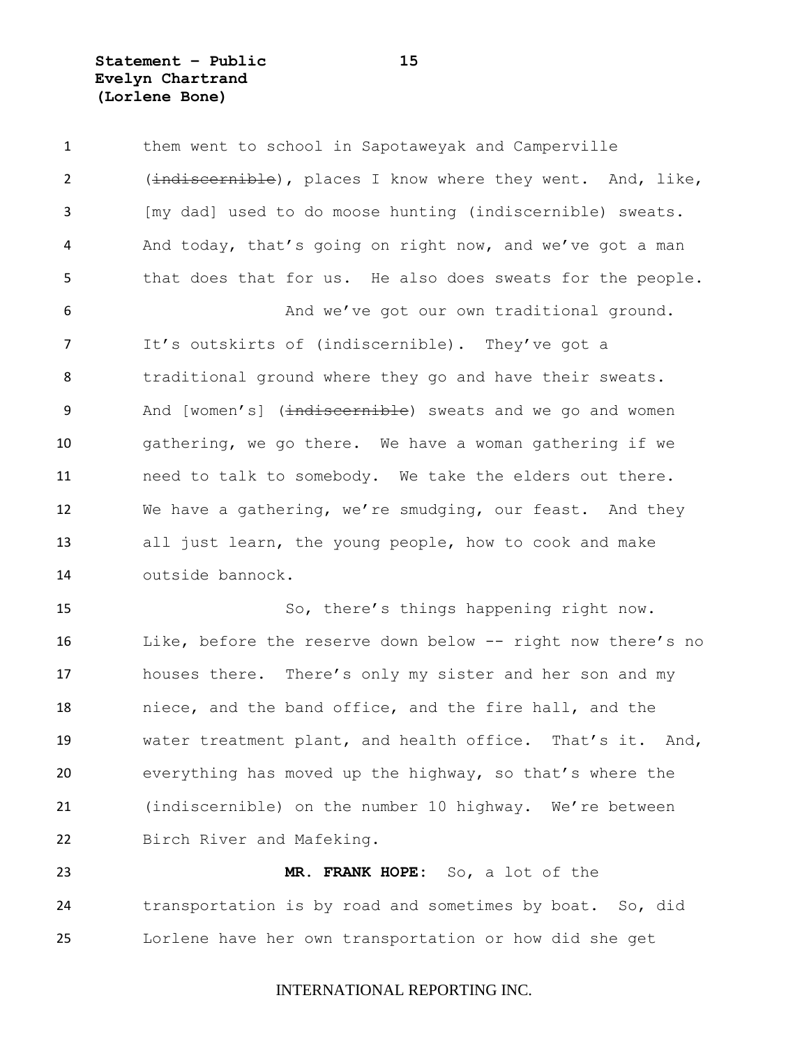them went to school in Sapotaweyak and Camperville (~~indiscernible~~), places I know where they went. And, like, [my dad] used to do moose hunting (indiscernible) sweats. And today, that's going on right now, and we've got a man that does that for us. He also does sweats for the people.

And we've got our own traditional ground. It's outskirts of (indiscernible). They've got a traditional ground where they go and have their sweats. And [women's] (~~indiscernible~~) sweats and we go and women gathering, we go there. We have a woman gathering if we need to talk to somebody. We take the elders out there. We have a gathering, we're smudging, our feast. And they all just learn, the young people, how to cook and make outside bannock.

So, there's things happening right now. Like, before the reserve down below -- right now there's no houses there. There's only my sister and her son and my niece, and the band office, and the fire hall, and the water treatment plant, and health office. That's it. And, everything has moved up the highway, so that's where the (indiscernible) on the number 10 highway. We're between Birch River and Mafeking.

**MR. FRANK HOPE:** So, a lot of the transportation is by road and sometimes by boat. So, did Lorlene have her own transportation or how did she get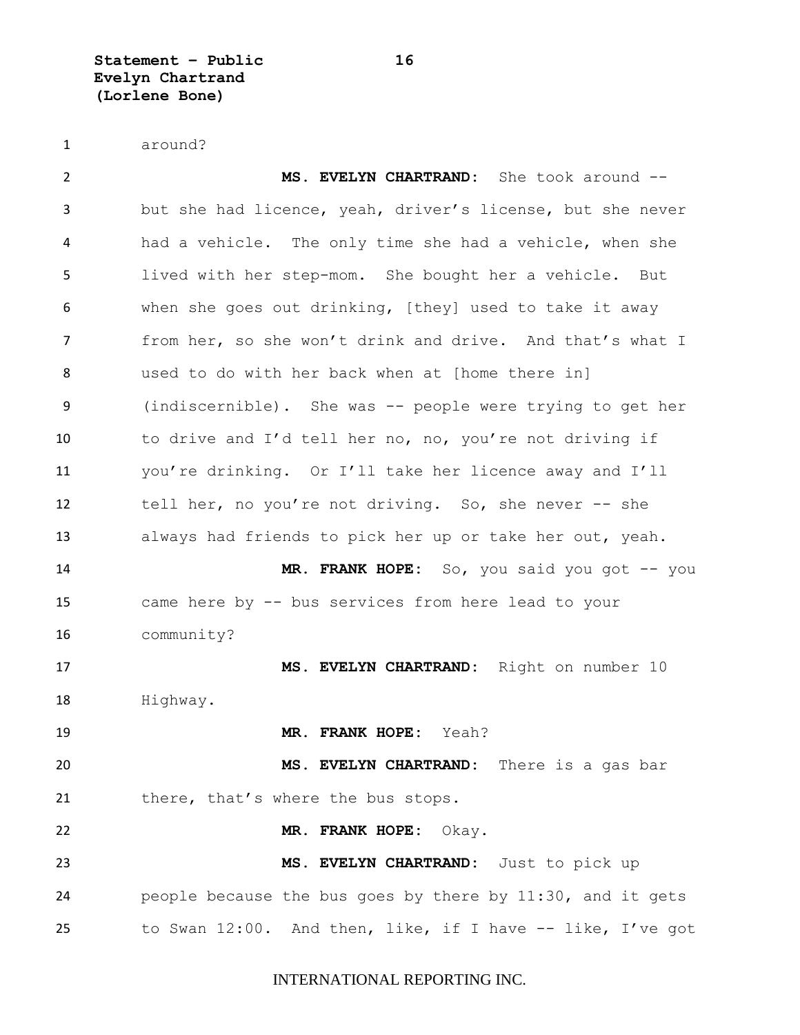around?

**MS. EVELYN CHARTRAND:** She took around -- but she had licence, yeah, driver's license, but she never had a vehicle. The only time she had a vehicle, when she lived with her step-mom. She bought her a vehicle. But when she goes out drinking, [they] used to take it away from her, so she won't drink and drive. And that's what I used to do with her back when at [home there in] (indiscernible). She was -- people were trying to get her to drive and I'd tell her no, no, you're not driving if you're drinking. Or I'll take her licence away and I'll tell her, no you're not driving. So, she never -- she always had friends to pick her up or take her out, yeah.

**MR. FRANK HOPE:** So, you said you got -- you came here by -- bus services from here lead to your community?

**MS. EVELYN CHARTRAND:** Right on number 10 Highway.

**MR. FRANK HOPE:** Yeah?

**MS. EVELYN CHARTRAND:** There is a gas bar there, that's where the bus stops.

**MR. FRANK HOPE:** Okay.

**MS. EVELYN CHARTRAND:** Just to pick up people because the bus goes by there by 11:30, and it gets to Swan 12:00. And then, like, if I have -- like, I've got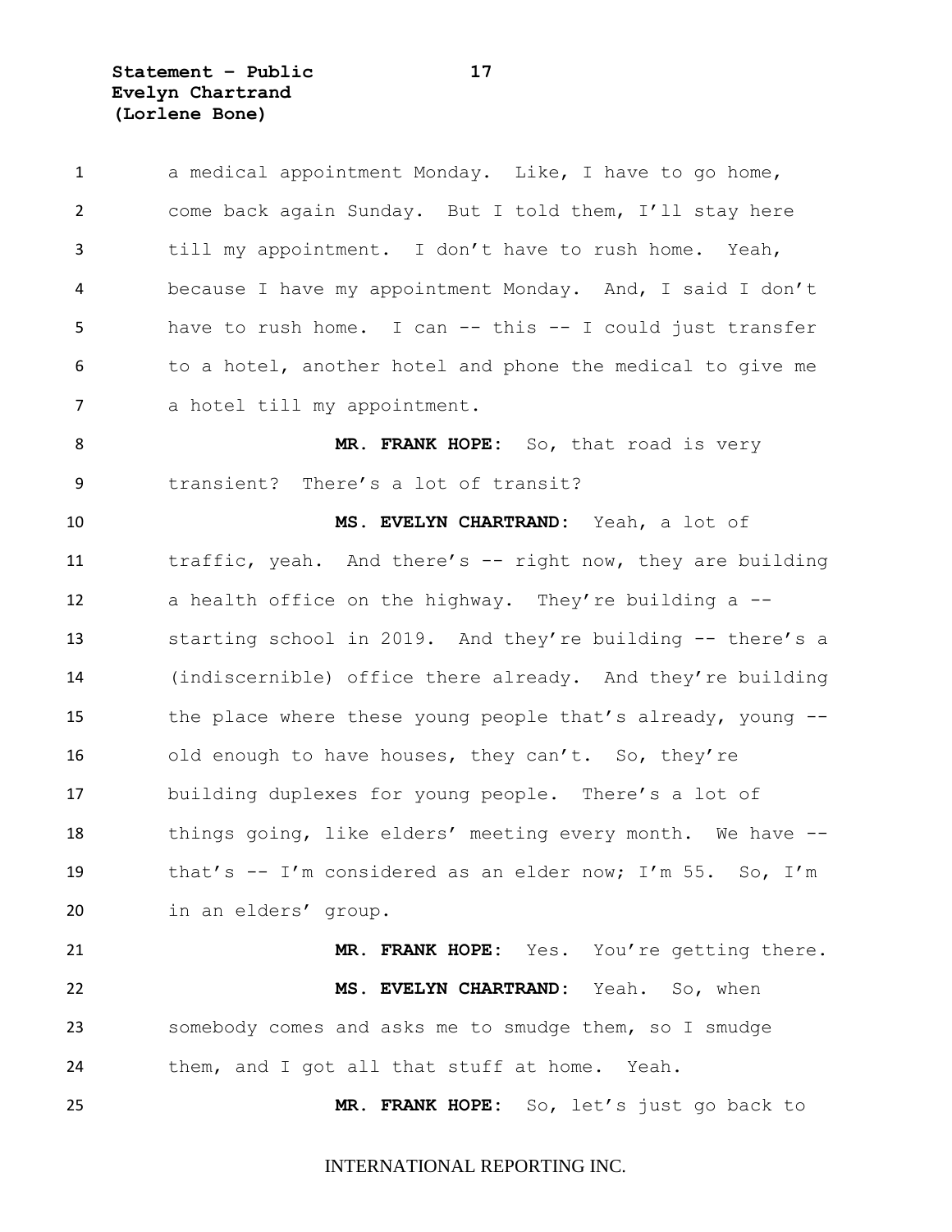a medical appointment Monday. Like, I have to go home, come back again Sunday. But I told them, I'll stay here till my appointment. I don't have to rush home. Yeah, because I have my appointment Monday. And, I said I don't have to rush home. I can -- this -- I could just transfer to a hotel, another hotel and phone the medical to give me a hotel till my appointment.

**MR. FRANK HOPE:** So, that road is very transient? There's a lot of transit?

**MS. EVELYN CHARTRAND:** Yeah, a lot of traffic, yeah. And there's -- right now, they are building a health office on the highway. They're building a -- starting school in 2019. And they're building -- there's a (indiscernible) office there already. And they're building the place where these young people that's already, young -- old enough to have houses, they can't. So, they're building duplexes for young people. There's a lot of things going, like elders' meeting every month. We have -- that's -- I'm considered as an elder now; I'm 55. So, I'm in an elders' group.

**MR. FRANK HOPE:** Yes. You're getting there.

**MS. EVELYN CHARTRAND:** Yeah. So, when somebody comes and asks me to smudge them, so I smudge them, and I got all that stuff at home. Yeah.

**MR. FRANK HOPE:** So, let's just go back to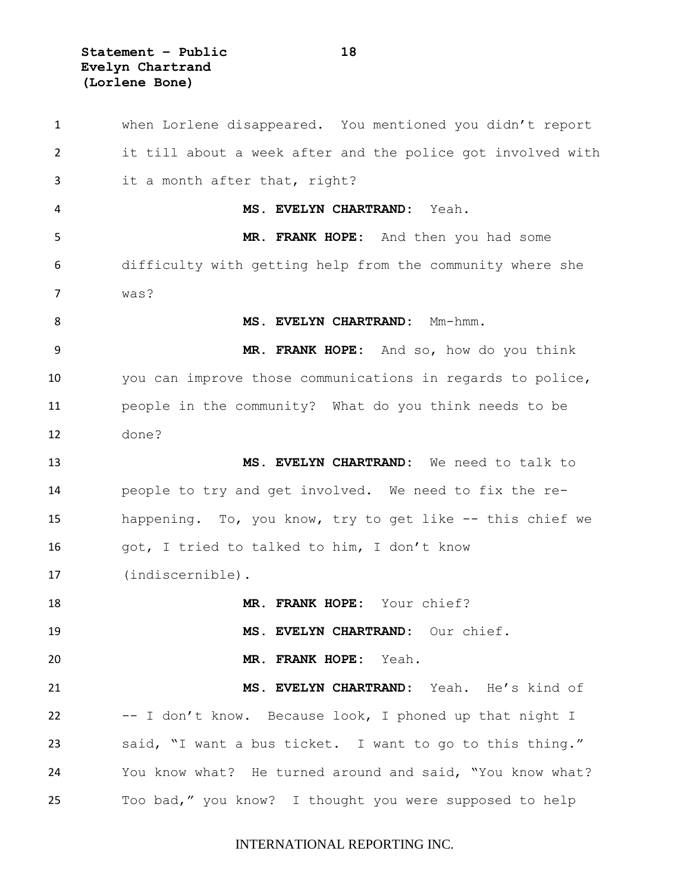when Lorlene disappeared. You mentioned you didn't report it till about a week after and the police got involved with it a month after that, right?

**MS. EVELYN CHARTRAND:** Yeah.

**MR. FRANK HOPE:** And then you had some difficulty with getting help from the community where she was?

**MS. EVELYN CHARTRAND:** Mm-hmm.

**MR. FRANK HOPE:** And so, how do you think you can improve those communications in regards to police, people in the community? What do you think needs to be done?

**MS. EVELYN CHARTRAND:** We need to talk to people to try and get involved. We need to fix the re-happening. To, you know, try to get like -- this chief we got, I tried to talked to him, I don't know (indiscernible).

**MR. FRANK HOPE:** Your chief?

**MS. EVELYN CHARTRAND:** Our chief.

**MR. FRANK HOPE:** Yeah.

**MS. EVELYN CHARTRAND:** Yeah. He's kind of -- I don't know. Because look, I phoned up that night I said, "I want a bus ticket. I want to go to this thing." You know what? He turned around and said, "You know what? Too bad," you know? I thought you were supposed to help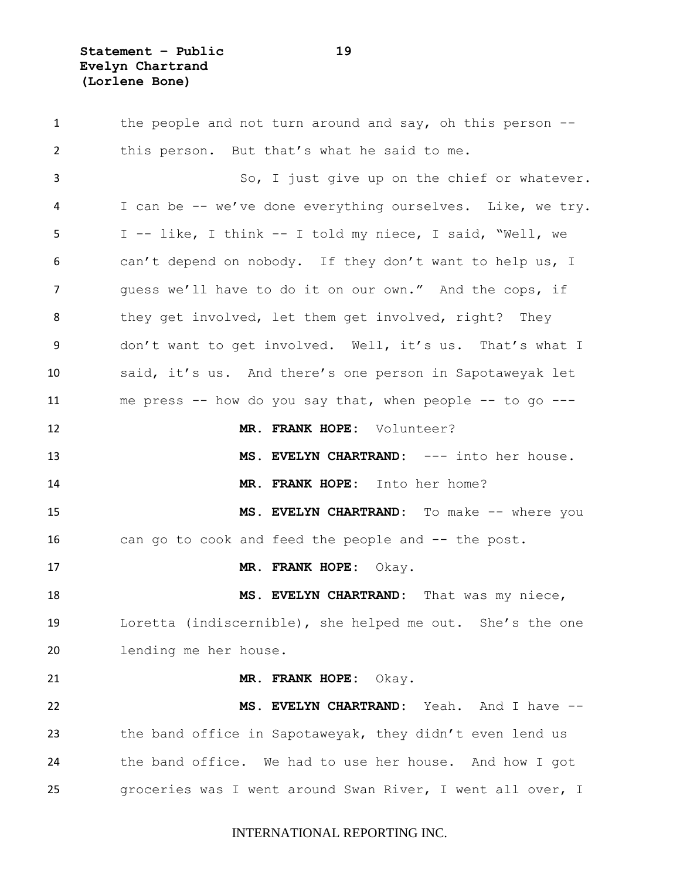the people and not turn around and say, oh this person -- this person. But that's what he said to me.

So, I just give up on the chief or whatever. I can be -- we've done everything ourselves. Like, we try. I -- like, I think -- I told my niece, I said, "Well, we can't depend on nobody. If they don't want to help us, I guess we'll have to do it on our own." And the cops, if they get involved, let them get involved, right? They don't want to get involved. Well, it's us. That's what I said, it's us. And there's one person in Sapotaweyak let me press -- how do you say that, when people -- to go ---

**MR. FRANK HOPE:** Volunteer?

**MS. EVELYN CHARTRAND:** --- into her house.

**MR. FRANK HOPE:** Into her home?

**MS. EVELYN CHARTRAND:** To make -- where you can go to cook and feed the people and -- the post.

**MR. FRANK HOPE:** Okay.

**MS. EVELYN CHARTRAND:** That was my niece, Loretta (indiscernible), she helped me out. She's the one lending me her house.

**MR. FRANK HOPE:** Okay.

**MS. EVELYN CHARTRAND:** Yeah. And I have -- the band office in Sapotaweyak, they didn't even lend us the band office. We had to use her house. And how I got groceries was I went around Swan River, I went all over, I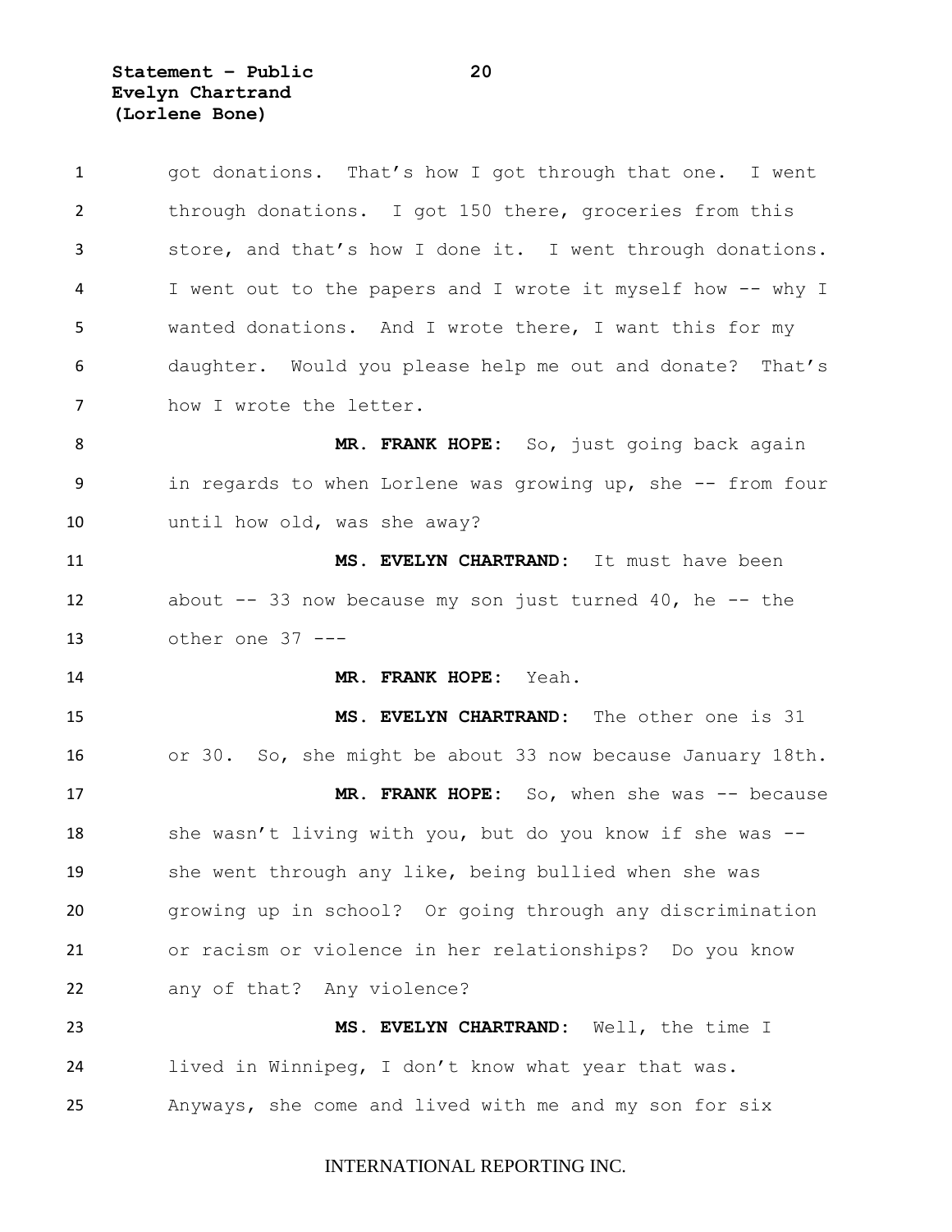got donations. That's how I got through that one. I went through donations. I got 150 there, groceries from this store, and that's how I done it. I went through donations. I went out to the papers and I wrote it myself how -- why I wanted donations. And I wrote there, I want this for my daughter. Would you please help me out and donate? That's how I wrote the letter.

**MR. FRANK HOPE:** So, just going back again in regards to when Lorlene was growing up, she -- from four until how old, was she away?

**MS. EVELYN CHARTRAND:** It must have been about -- 33 now because my son just turned 40, he -- the other one 37 ---

**MR. FRANK HOPE:** Yeah.

**MS. EVELYN CHARTRAND:** The other one is 31 or 30. So, she might be about 33 now because January 18th.

**MR. FRANK HOPE:** So, when she was -- because she wasn't living with you, but do you know if she was -- she went through any like, being bullied when she was growing up in school? Or going through any discrimination or racism or violence in her relationships? Do you know any of that? Any violence?

**MS. EVELYN CHARTRAND:** Well, the time I lived in Winnipeg, I don't know what year that was. Anyways, she come and lived with me and my son for six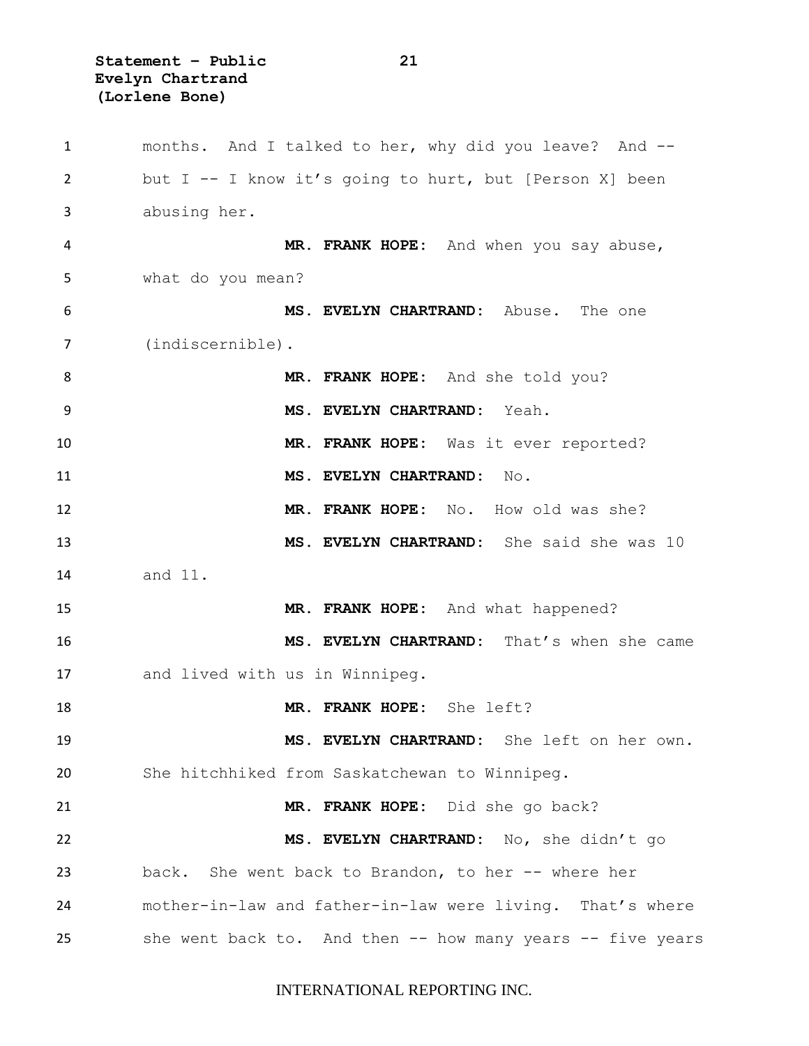months. And I talked to her, why did you leave? And -- but I -- I know it's going to hurt, but [Person X] been abusing her.

**MR. FRANK HOPE:** And when you say abuse, what do you mean?

**MS. EVELYN CHARTRAND:** Abuse. The one (indiscernible).

**MR. FRANK HOPE:** And she told you?

**MS. EVELYN CHARTRAND:** Yeah.

**MR. FRANK HOPE:** Was it ever reported?

**MS. EVELYN CHARTRAND:** No.

**MR. FRANK HOPE:** No. How old was she?

**MS. EVELYN CHARTRAND:** She said she was 10 and 11.

**MR. FRANK HOPE:** And what happened?

**MS. EVELYN CHARTRAND:** That's when she came and lived with us in Winnipeg.

**MR. FRANK HOPE:** She left?

**MS. EVELYN CHARTRAND:** She left on her own. She hitchhiked from Saskatchewan to Winnipeg.

**MR. FRANK HOPE:** Did she go back?

**MS. EVELYN CHARTRAND:** No, she didn't go back. She went back to Brandon, to her -- where her mother-in-law and father-in-law were living. That's where she went back to. And then -- how many years -- five years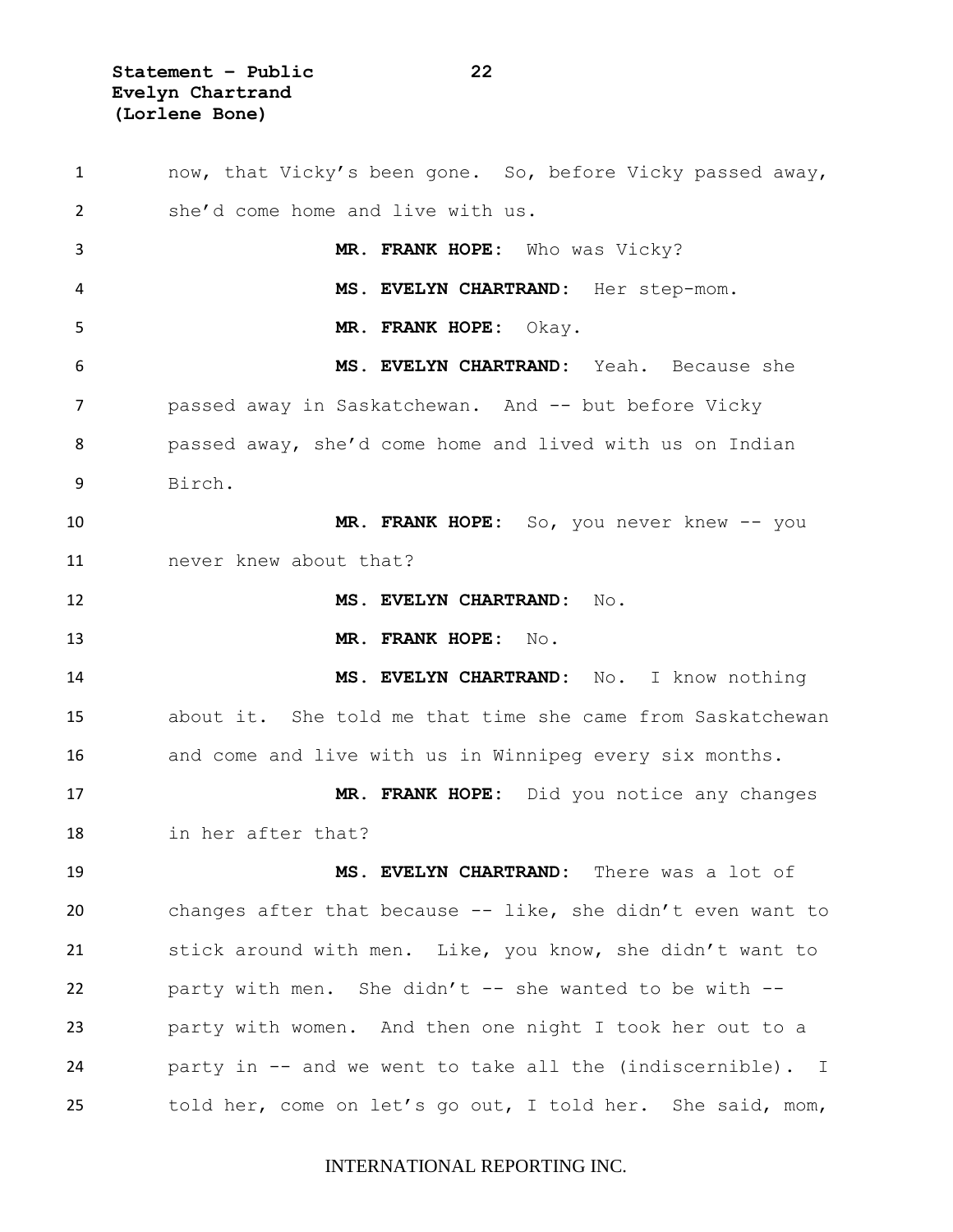now, that Vicky's been gone. So, before Vicky passed away, she'd come home and live with us.

**MR. FRANK HOPE:** Who was Vicky?

**MS. EVELYN CHARTRAND:** Her step-mom.

**MR. FRANK HOPE:** Okay.

**MS. EVELYN CHARTRAND:** Yeah. Because she passed away in Saskatchewan. And -- but before Vicky passed away, she'd come home and lived with us on Indian Birch.

**MR. FRANK HOPE:** So, you never knew -- you never knew about that?

**MS. EVELYN CHARTRAND:** No.

**MR. FRANK HOPE:** No.

**MS. EVELYN CHARTRAND:** No. I know nothing about it. She told me that time she came from Saskatchewan and come and live with us in Winnipeg every six months.

**MR. FRANK HOPE:** Did you notice any changes in her after that?

**MS. EVELYN CHARTRAND:** There was a lot of changes after that because -- like, she didn't even want to stick around with men. Like, you know, she didn't want to party with men. She didn't -- she wanted to be with -- party with women. And then one night I took her out to a party in -- and we went to take all the (indiscernible). I told her, come on let's go out, I told her. She said, mom,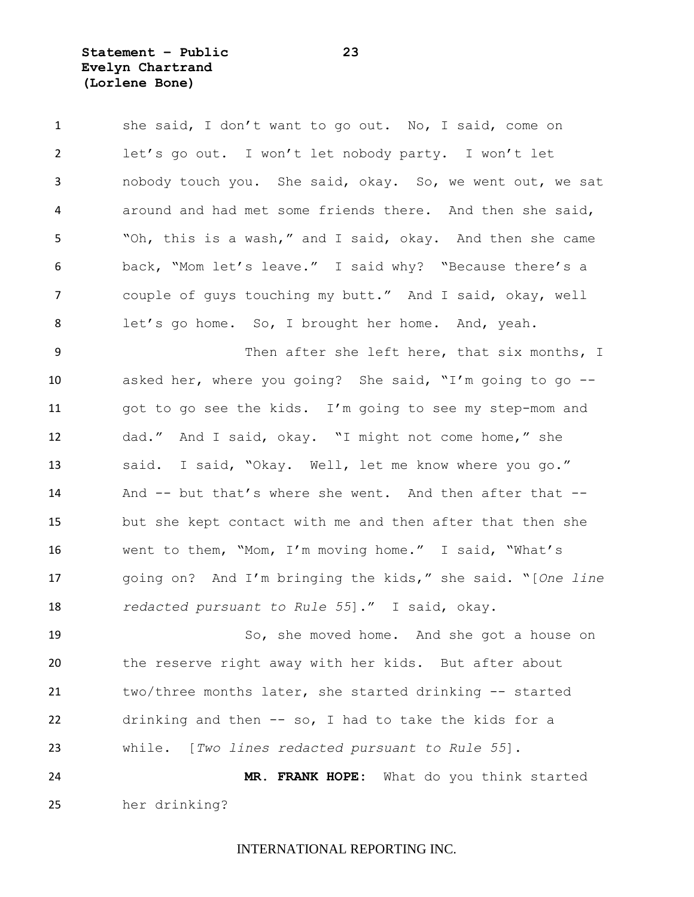she said, I don't want to go out. No, I said, come on let's go out. I won't let nobody party. I won't let nobody touch you. She said, okay. So, we went out, we sat around and had met some friends there. And then she said, "Oh, this is a wash," and I said, okay. And then she came back, "Mom let's leave." I said why? "Because there's a couple of guys touching my butt." And I said, okay, well let's go home. So, I brought her home. And, yeah.

Then after she left here, that six months, I asked her, where you going? She said, "I'm going to go -- got to go see the kids. I'm going to see my step-mom and dad." And I said, okay. "I might not come home," she said. I said, "Okay. Well, let me know where you go." And -- but that's where she went. And then after that -- but she kept contact with me and then after that then she went to them, "Mom, I'm moving home." I said, "What's going on? And I'm bringing the kids," she said. "[*One line redacted pursuant to Rule 55*]." I said, okay.

So, she moved home. And she got a house on the reserve right away with her kids. But after about two/three months later, she started drinking -- started drinking and then -- so, I had to take the kids for a while. [*Two lines redacted pursuant to Rule 55*].

**MR. FRANK HOPE:** What do you think started her drinking?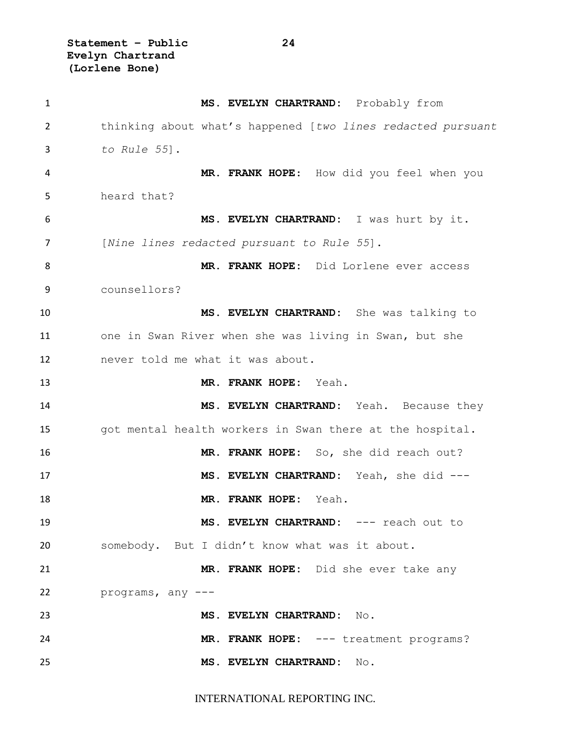**MS. EVELYN CHARTRAND:** Probably from thinking about what's happened [*two lines redacted pursuant to Rule 55*].

**MR. FRANK HOPE:** How did you feel when you heard that?

**MS. EVELYN CHARTRAND:** I was hurt by it. [*Nine lines redacted pursuant to Rule 55*].

**MR. FRANK HOPE:** Did Lorlene ever access counsellors?

**MS. EVELYN CHARTRAND:** She was talking to one in Swan River when she was living in Swan, but she never told me what it was about.

**MR. FRANK HOPE:** Yeah.

**MS. EVELYN CHARTRAND:** Yeah. Because they got mental health workers in Swan there at the hospital.

**MR. FRANK HOPE:** So, she did reach out?

**MS. EVELYN CHARTRAND:** Yeah, she did ---

**MR. FRANK HOPE:** Yeah.

**MS. EVELYN CHARTRAND:** --- reach out to somebody. But I didn't know what was it about.

**MR. FRANK HOPE:** Did she ever take any programs, any ---

**MS. EVELYN CHARTRAND:** No.

**MR. FRANK HOPE:** --- treatment programs?

**MS. EVELYN CHARTRAND:** No.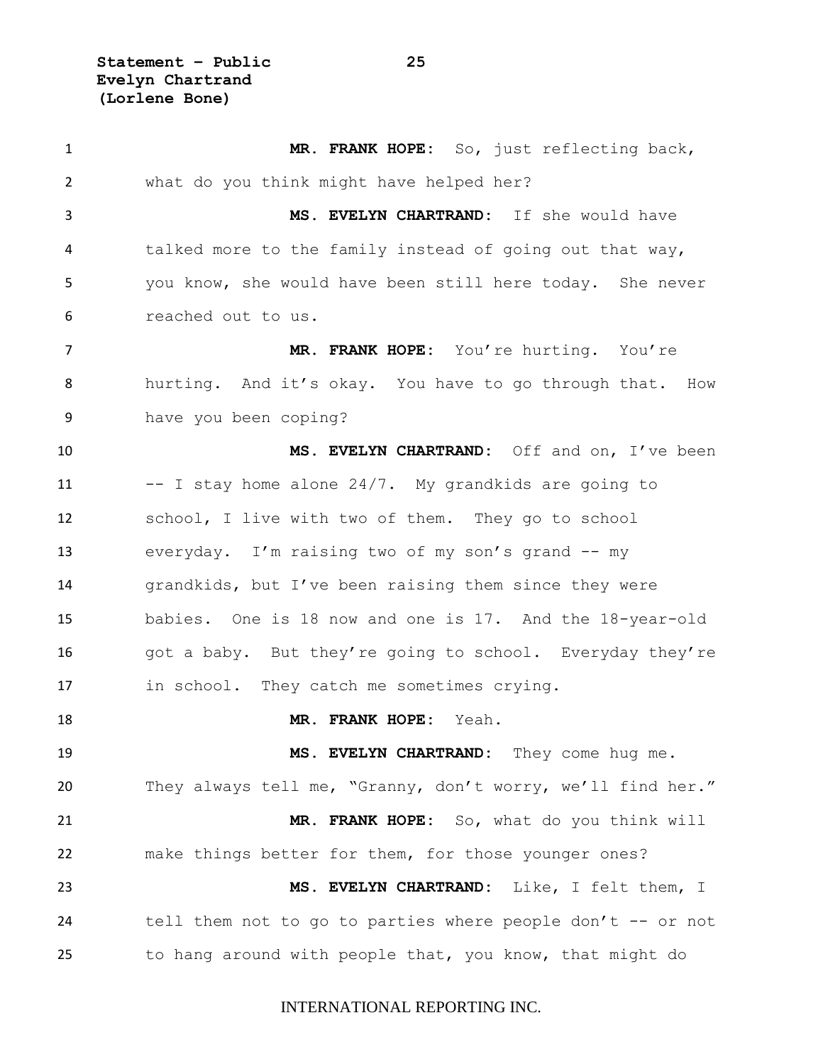**MR. FRANK HOPE:** So, just reflecting back, what do you think might have helped her?

**MS. EVELYN CHARTRAND:** If she would have talked more to the family instead of going out that way, you know, she would have been still here today. She never reached out to us.

**MR. FRANK HOPE:** You're hurting. You're hurting. And it's okay. You have to go through that. How have you been coping?

**MS. EVELYN CHARTRAND:** Off and on, I've been -- I stay home alone 24/7. My grandkids are going to school, I live with two of them. They go to school everyday. I'm raising two of my son's grand -- my grandkids, but I've been raising them since they were babies. One is 18 now and one is 17. And the 18-year-old got a baby. But they're going to school. Everyday they're in school. They catch me sometimes crying.

**MR. FRANK HOPE:** Yeah.

**MS. EVELYN CHARTRAND:** They come hug me. They always tell me, "Granny, don't worry, we'll find her."

**MR. FRANK HOPE:** So, what do you think will make things better for them, for those younger ones?

**MS. EVELYN CHARTRAND:** Like, I felt them, I tell them not to go to parties where people don't -- or not to hang around with people that, you know, that might do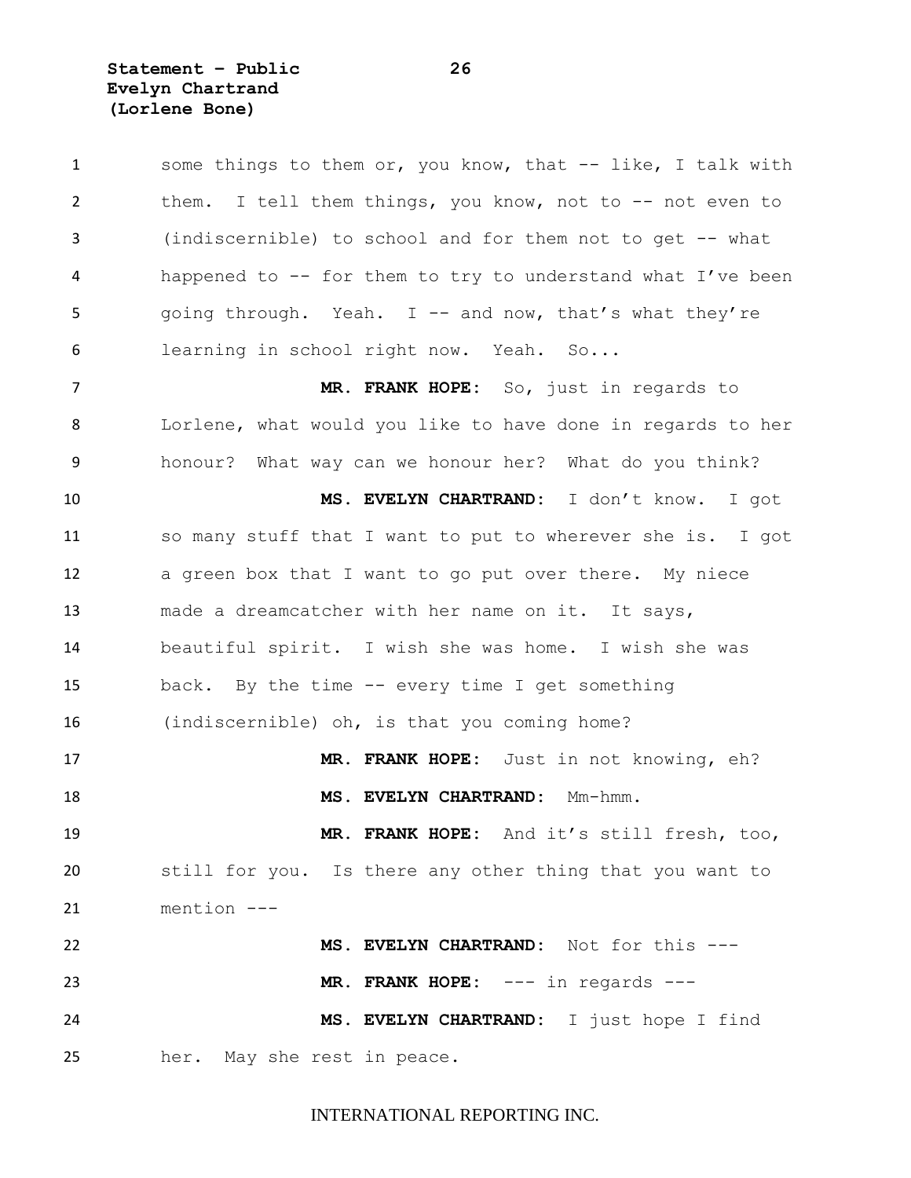some things to them or, you know, that -- like, I talk with them. I tell them things, you know, not to -- not even to (indiscernible) to school and for them not to get -- what happened to -- for them to try to understand what I've been going through. Yeah. I -- and now, that's what they're learning in school right now. Yeah. So...

**MR. FRANK HOPE:** So, just in regards to Lorlene, what would you like to have done in regards to her honour? What way can we honour her? What do you think?

**MS. EVELYN CHARTRAND:** I don't know. I got so many stuff that I want to put to wherever she is. I got a green box that I want to go put over there. My niece made a dreamcatcher with her name on it. It says, beautiful spirit. I wish she was home. I wish she was back. By the time -- every time I get something (indiscernible) oh, is that you coming home?

**MR. FRANK HOPE:** Just in not knowing, eh?

**MS. EVELYN CHARTRAND:** Mm-hmm.

**MR. FRANK HOPE:** And it's still fresh, too, still for you. Is there any other thing that you want to mention ---

**MS. EVELYN CHARTRAND:** Not for this ---

**MR. FRANK HOPE:** --- in regards ---

**MS. EVELYN CHARTRAND:** I just hope I find her. May she rest in peace.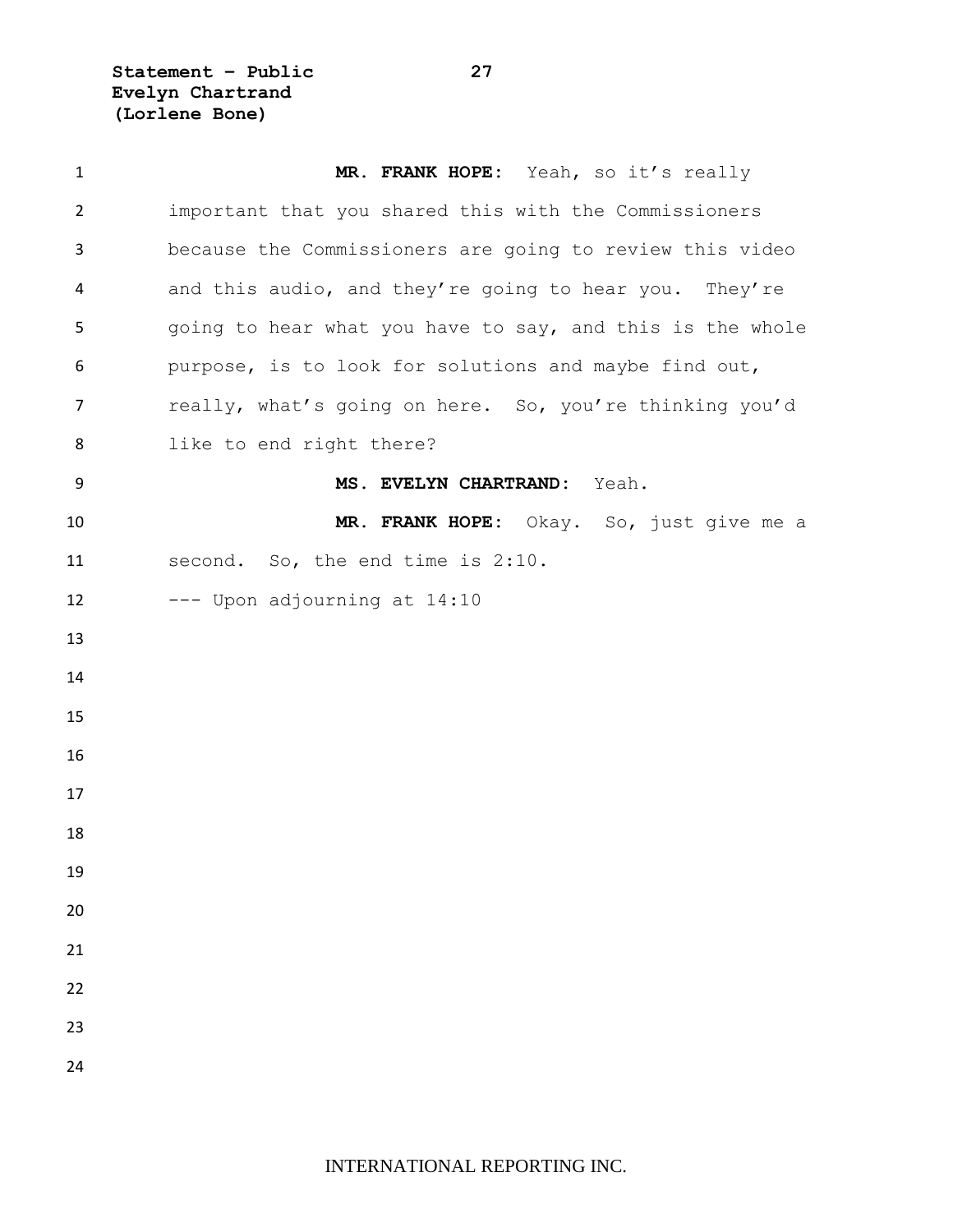**MR. FRANK HOPE:** Yeah, so it's really important that you shared this with the Commissioners because the Commissioners are going to review this video and this audio, and they're going to hear you. They're going to hear what you have to say, and this is the whole purpose, is to look for solutions and maybe find out, really, what's going on here. So, you're thinking you'd like to end right there?

**MS. EVELYN CHARTRAND:** Yeah.

**MR. FRANK HOPE:** Okay. So, just give me a second. So, the end time is 2:10.

--- Upon adjourning at 14:10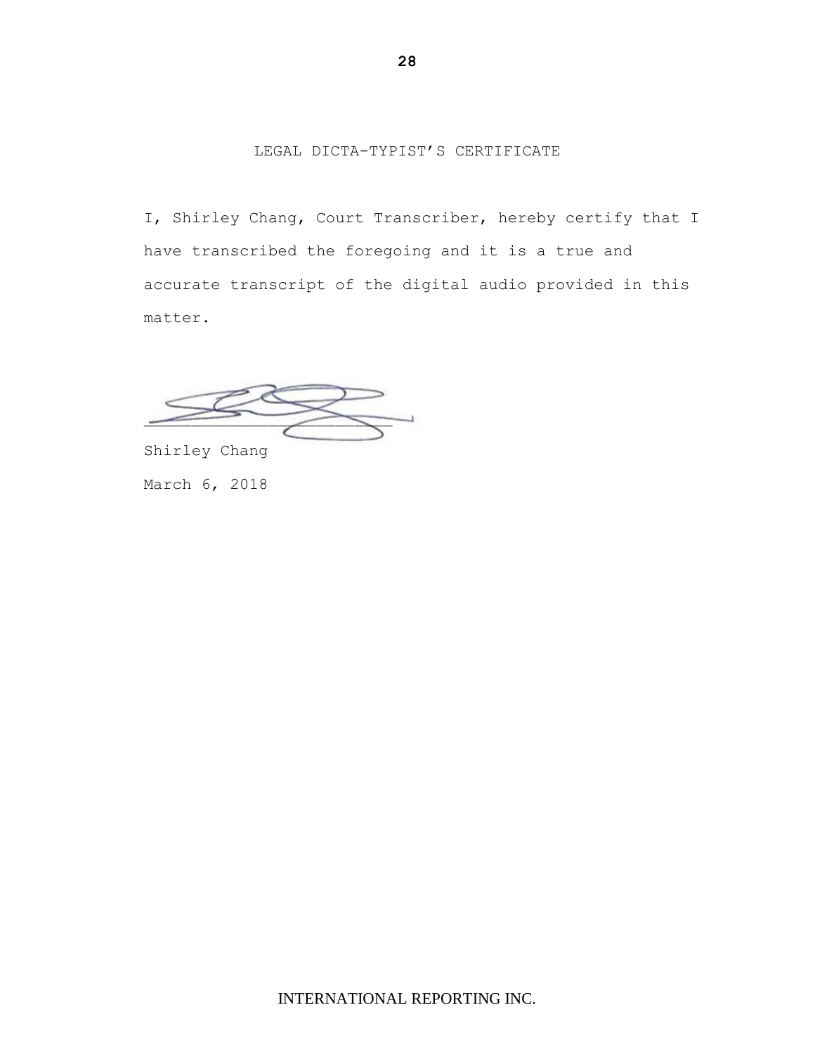LEGAL DICTA-TYPIST'S CERTIFICATE

I, Shirley Chang, Court Transcriber, hereby certify that I have transcribed the foregoing and it is a true and accurate transcript of the digital audio provided in this matter.

\_\_\_\_\_\_\_\_\_\_\_\_\_\_\_\_\_\_\_\_\_\_\_\_\_\_

Shirley Chang

March 6, 2018